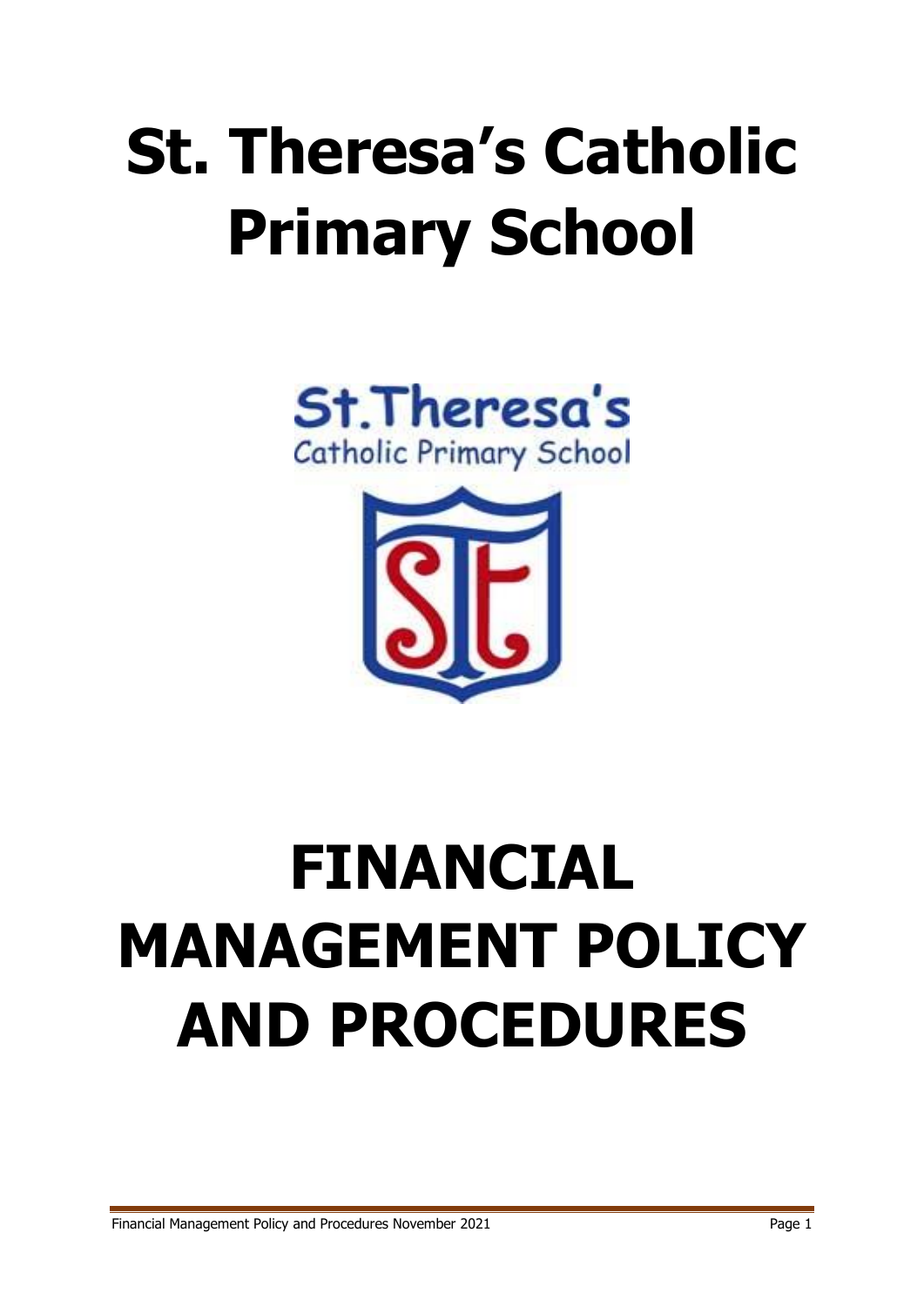# St. Theresa's Catholic Primary School

# FINANCIAL MANAGEMENT POLICY AND PROCEDURES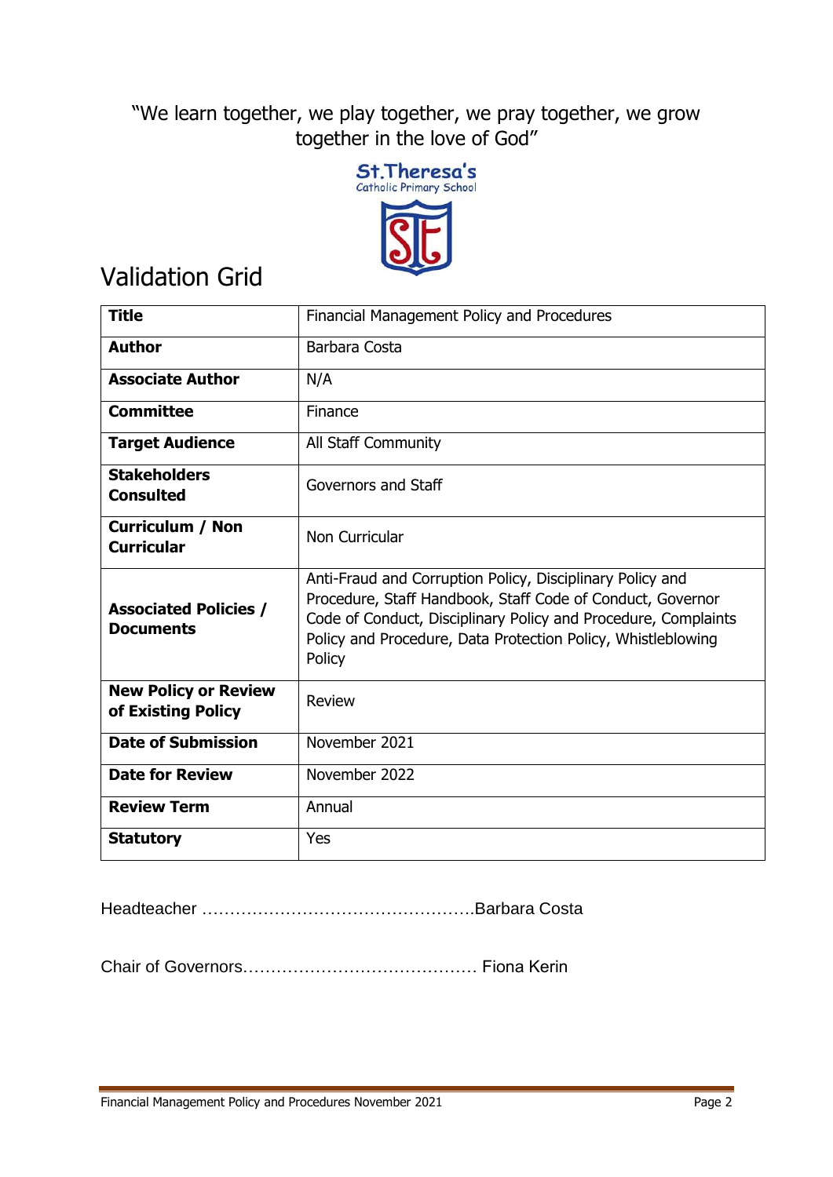"We learn together, we play together, we pray together, we grow together in the love of God"

St.Theresa's
Catholic Primary School

# Validation Grid

| **Title** | Financial Management Policy and Procedures |
|---|---|
| **Author** | Barbara Costa |
| **Associate Author** | N/A |
| **Committee** | Finance |
| **Target Audience** | All Staff Community |
| **Stakeholders Consulted** | Governors and Staff |
| **Curriculum / Non Curricular** | Non Curricular |
| **Associated Policies / Documents** | Anti-Fraud and Corruption Policy, Disciplinary Policy and Procedure, Staff Handbook, Staff Code of Conduct, Governor Code of Conduct, Disciplinary Policy and Procedure, Complaints Policy and Procedure, Data Protection Policy, Whistleblowing Policy |
| **New Policy or Review of Existing Policy** | Review |
| **Date of Submission** | November 2021 |
| **Date for Review** | November 2022 |
| **Review Term** | Annual |
| **Statutory** | Yes |

Headteacher ………………………………………….Barbara Costa

Chair of Governors……………………………………. Fiona Kerin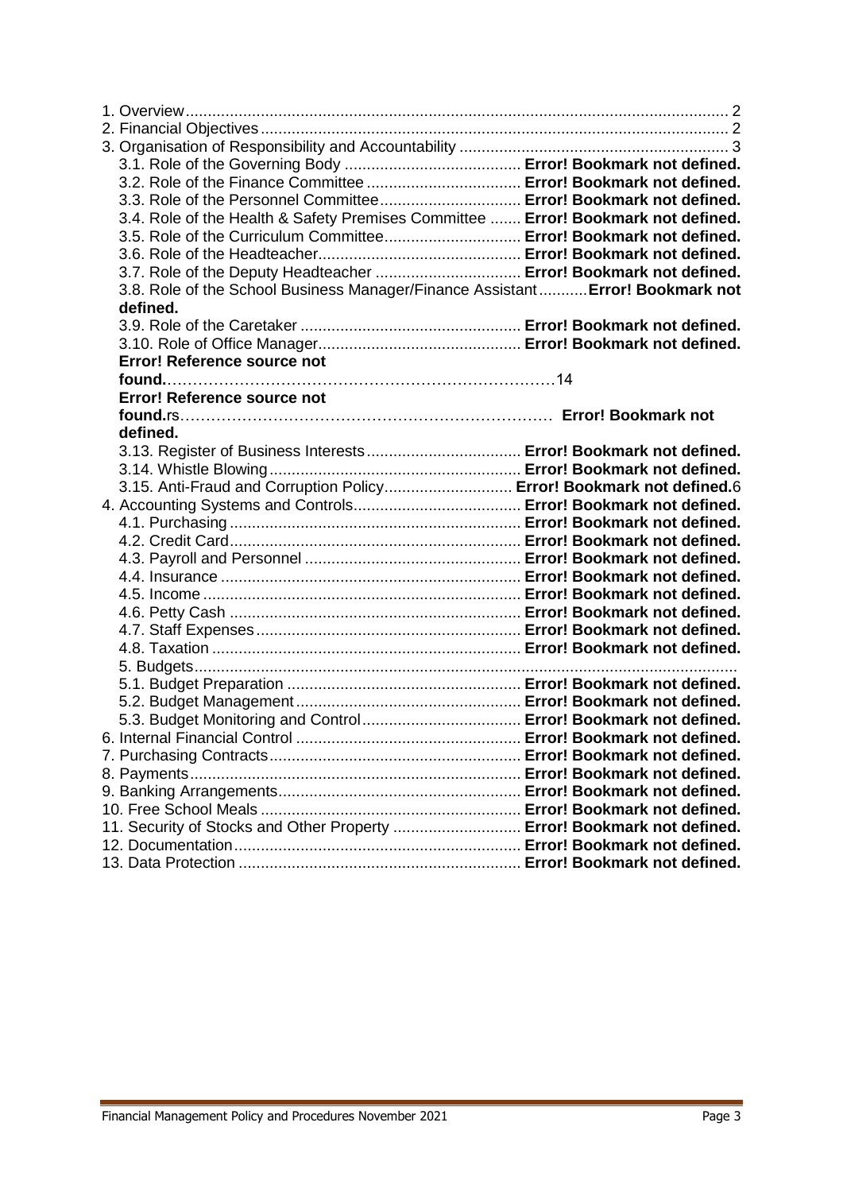1. Overview ........................................................................................................................ 2
2. Financial Objectives ........................................................................................................ 2
3. Organisation of Responsibility and Accountability ............................................................ 3
   - 3.1. Role of the Governing Body ........................................ **Error! Bookmark not defined.**
   - 3.2. Role of the Finance Committee ................................... **Error! Bookmark not defined.**
   - 3.3. Role of the Personnel Committee ................................ **Error! Bookmark not defined.**
   - 3.4. Role of the Health & Safety Premises Committee ....... **Error! Bookmark not defined.**
   - 3.5. Role of the Curriculum Committee ............................... **Error! Bookmark not defined.**
   - 3.6. Role of the Headteacher ............................................. **Error! Bookmark not defined.**
   - 3.7. Role of the Deputy Headteacher ................................. **Error! Bookmark not defined.**
   - 3.8. Role of the School Business Manager/Finance Assistant ........... **Error! Bookmark not defined.**
   - 3.9. Role of the Caretaker .................................................. **Error! Bookmark not defined.**
   - 3.10. Role of Office Manager .............................................. **Error! Bookmark not defined.**
   - **Error! Reference source not found.** ………………………………………………………………14
   - **Error! Reference source not found.** rs………………………………………………………………… **Error! Bookmark not defined.**
   - 3.13. Register of Business Interests ................................... **Error! Bookmark not defined.**
   - 3.14. Whistle Blowing ......................................................... **Error! Bookmark not defined.**
   - 3.15. Anti-Fraud and Corruption Policy ............................ **Error! Bookmark not defined.** 6
4. Accounting Systems and Controls ...................................... **Error! Bookmark not defined.**
   - 4.1. Purchasing .................................................................. **Error! Bookmark not defined.**
   - 4.2. Credit Card .................................................................. **Error! Bookmark not defined.**
   - 4.3. Payroll and Personnel ................................................. **Error! Bookmark not defined.**
   - 4.4. Insurance .................................................................... **Error! Bookmark not defined.**
   - 4.5. Income ........................................................................ **Error! Bookmark not defined.**
   - 4.6. Petty Cash .................................................................. **Error! Bookmark not defined.**
   - 4.7. Staff Expenses ............................................................ **Error! Bookmark not defined.**
   - 4.8. Taxation ...................................................................... **Error! Bookmark not defined.**
   - 5. Budgets ........................................................................................................................
   - 5.1. Budget Preparation ..................................................... **Error! Bookmark not defined.**
   - 5.2. Budget Management ................................................... **Error! Bookmark not defined.**
   - 5.3. Budget Monitoring and Control .................................... **Error! Bookmark not defined.**
6. Internal Financial Control ................................................... **Error! Bookmark not defined.**
7. Purchasing Contracts ......................................................... **Error! Bookmark not defined.**
8. Payments ........................................................................... **Error! Bookmark not defined.**
9. Banking Arrangements ....................................................... **Error! Bookmark not defined.**
10. Free School Meals ........................................................... **Error! Bookmark not defined.**
11. Security of Stocks and Other Property ............................. **Error! Bookmark not defined.**
12. Documentation ................................................................. **Error! Bookmark not defined.**
13. Data Protection ................................................................ **Error! Bookmark not defined.**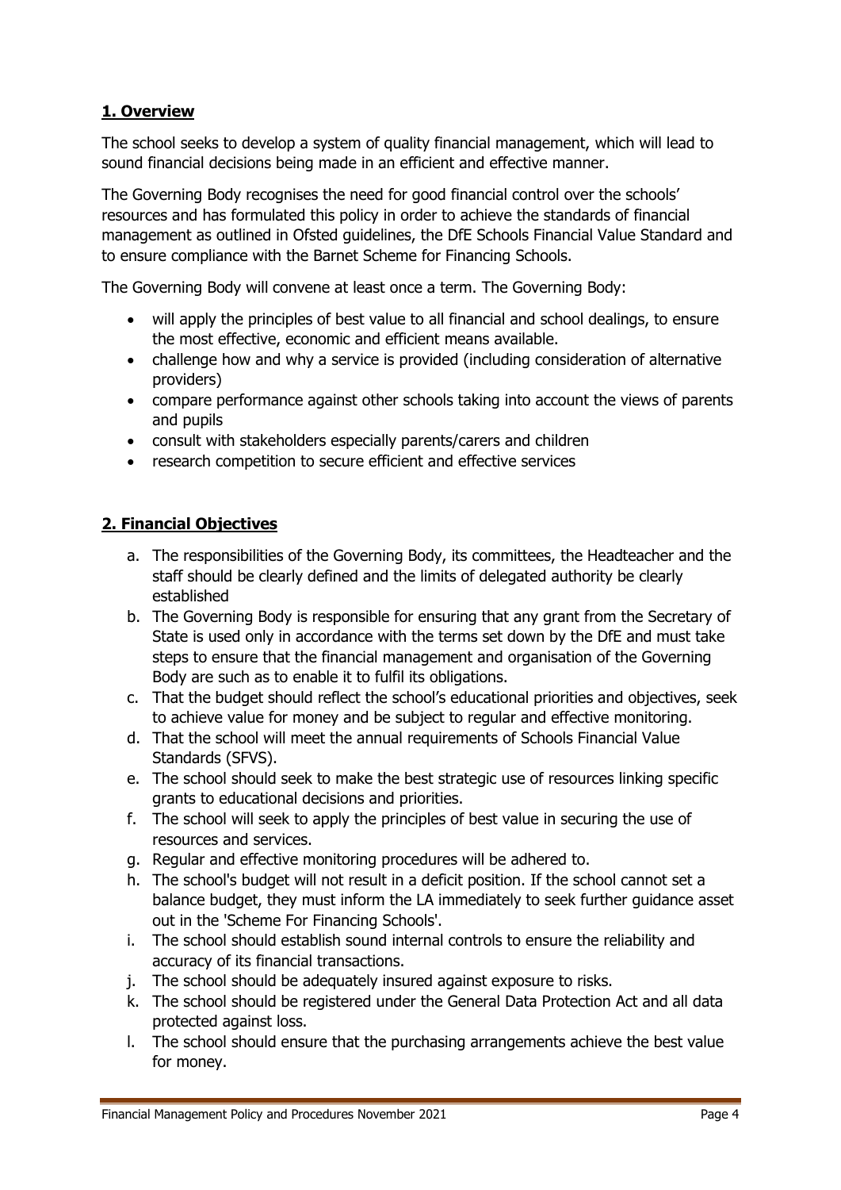## 1. Overview

The school seeks to develop a system of quality financial management, which will lead to sound financial decisions being made in an efficient and effective manner.

The Governing Body recognises the need for good financial control over the schools' resources and has formulated this policy in order to achieve the standards of financial management as outlined in Ofsted guidelines, the DfE Schools Financial Value Standard and to ensure compliance with the Barnet Scheme for Financing Schools.

The Governing Body will convene at least once a term. The Governing Body:

- will apply the principles of best value to all financial and school dealings, to ensure the most effective, economic and efficient means available.
- challenge how and why a service is provided (including consideration of alternative providers)
- compare performance against other schools taking into account the views of parents and pupils
- consult with stakeholders especially parents/carers and children
- research competition to secure efficient and effective services

## 2. Financial Objectives

a. The responsibilities of the Governing Body, its committees, the Headteacher and the staff should be clearly defined and the limits of delegated authority be clearly established

b. The Governing Body is responsible for ensuring that any grant from the Secretary of State is used only in accordance with the terms set down by the DfE and must take steps to ensure that the financial management and organisation of the Governing Body are such as to enable it to fulfil its obligations.

c. That the budget should reflect the school's educational priorities and objectives, seek to achieve value for money and be subject to regular and effective monitoring.

d. That the school will meet the annual requirements of Schools Financial Value Standards (SFVS).

e. The school should seek to make the best strategic use of resources linking specific grants to educational decisions and priorities.

f. The school will seek to apply the principles of best value in securing the use of resources and services.

g. Regular and effective monitoring procedures will be adhered to.

h. The school's budget will not result in a deficit position. If the school cannot set a balance budget, they must inform the LA immediately to seek further guidance asset out in the 'Scheme For Financing Schools'.

i. The school should establish sound internal controls to ensure the reliability and accuracy of its financial transactions.

j. The school should be adequately insured against exposure to risks.

k. The school should be registered under the General Data Protection Act and all data protected against loss.

l. The school should ensure that the purchasing arrangements achieve the best value for money.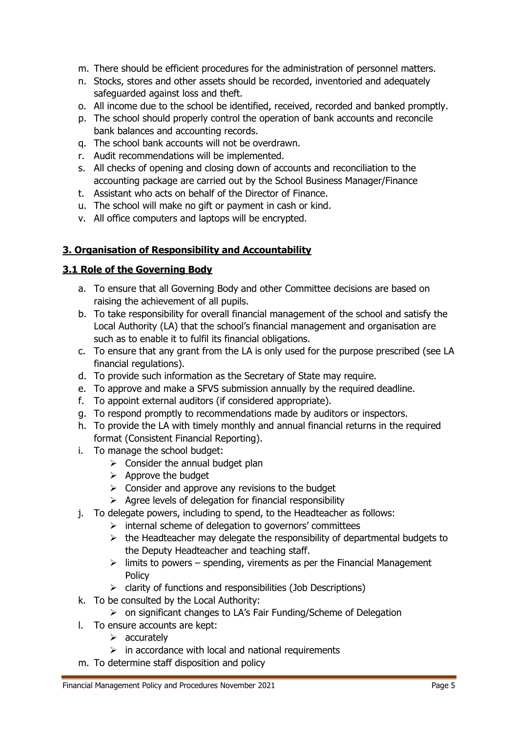m. There should be efficient procedures for the administration of personnel matters.
n. Stocks, stores and other assets should be recorded, inventoried and adequately safeguarded against loss and theft.
o. All income due to the school be identified, received, recorded and banked promptly.
p. The school should properly control the operation of bank accounts and reconcile bank balances and accounting records.
q. The school bank accounts will not be overdrawn.
r. Audit recommendations will be implemented.
s. All checks of opening and closing down of accounts and reconciliation to the accounting package are carried out by the School Business Manager/Finance
t. Assistant who acts on behalf of the Director of Finance.
u. The school will make no gift or payment in cash or kind.
v. All office computers and laptops will be encrypted.

## 3. Organisation of Responsibility and Accountability

### 3.1 Role of the Governing Body

a. To ensure that all Governing Body and other Committee decisions are based on raising the achievement of all pupils.
b. To take responsibility for overall financial management of the school and satisfy the Local Authority (LA) that the school's financial management and organisation are such as to enable it to fulfil its financial obligations.
c. To ensure that any grant from the LA is only used for the purpose prescribed (see LA financial regulations).
d. To provide such information as the Secretary of State may require.
e. To approve and make a SFVS submission annually by the required deadline.
f. To appoint external auditors (if considered appropriate).
g. To respond promptly to recommendations made by auditors or inspectors.
h. To provide the LA with timely monthly and annual financial returns in the required format (Consistent Financial Reporting).
i. To manage the school budget:
   - Consider the annual budget plan
   - Approve the budget
   - Consider and approve any revisions to the budget
   - Agree levels of delegation for financial responsibility
j. To delegate powers, including to spend, to the Headteacher as follows:
   - internal scheme of delegation to governors' committees
   - the Headteacher may delegate the responsibility of departmental budgets to the Deputy Headteacher and teaching staff.
   - limits to powers – spending, virements as per the Financial Management Policy
   - clarity of functions and responsibilities (Job Descriptions)
k. To be consulted by the Local Authority:
   - on significant changes to LA's Fair Funding/Scheme of Delegation
l. To ensure accounts are kept:
   - accurately
   - in accordance with local and national requirements
m. To determine staff disposition and policy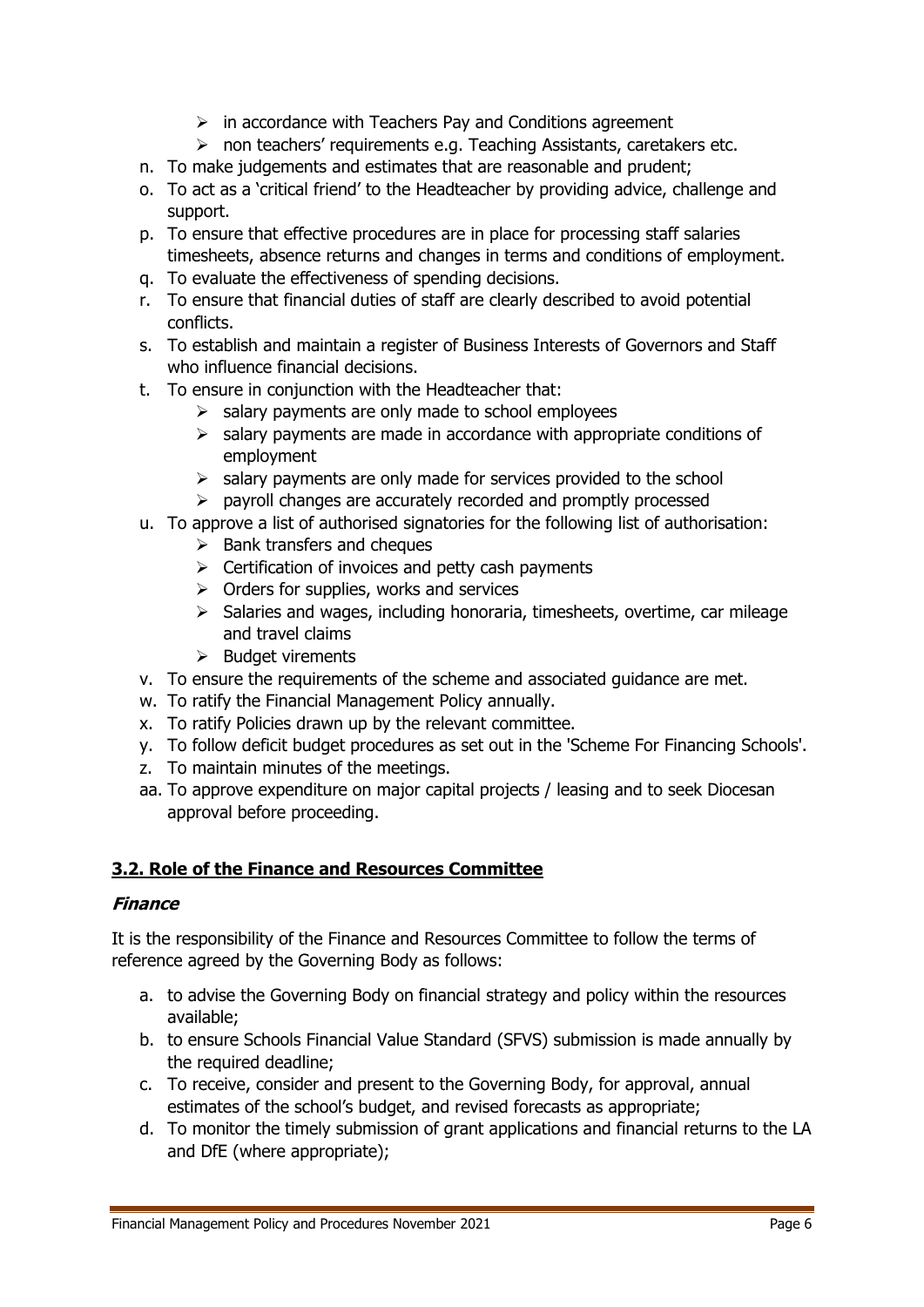- in accordance with Teachers Pay and Conditions agreement
- non teachers' requirements e.g. Teaching Assistants, caretakers etc.

n. To make judgements and estimates that are reasonable and prudent;

o. To act as a 'critical friend' to the Headteacher by providing advice, challenge and support.

p. To ensure that effective procedures are in place for processing staff salaries timesheets, absence returns and changes in terms and conditions of employment.

q. To evaluate the effectiveness of spending decisions.

r. To ensure that financial duties of staff are clearly described to avoid potential conflicts.

s. To establish and maintain a register of Business Interests of Governors and Staff who influence financial decisions.

t. To ensure in conjunction with the Headteacher that:
   - salary payments are only made to school employees
   - salary payments are made in accordance with appropriate conditions of employment
   - salary payments are only made for services provided to the school
   - payroll changes are accurately recorded and promptly processed

u. To approve a list of authorised signatories for the following list of authorisation:
   - Bank transfers and cheques
   - Certification of invoices and petty cash payments
   - Orders for supplies, works and services
   - Salaries and wages, including honoraria, timesheets, overtime, car mileage and travel claims
   - Budget virements

v. To ensure the requirements of the scheme and associated guidance are met.

w. To ratify the Financial Management Policy annually.

x. To ratify Policies drawn up by the relevant committee.

y. To follow deficit budget procedures as set out in the 'Scheme For Financing Schools'.

z. To maintain minutes of the meetings.

aa. To approve expenditure on major capital projects / leasing and to seek Diocesan approval before proceeding.

## 3.2. Role of the Finance and Resources Committee

### *Finance*

It is the responsibility of the Finance and Resources Committee to follow the terms of reference agreed by the Governing Body as follows:

a. to advise the Governing Body on financial strategy and policy within the resources available;

b. to ensure Schools Financial Value Standard (SFVS) submission is made annually by the required deadline;

c. To receive, consider and present to the Governing Body, for approval, annual estimates of the school's budget, and revised forecasts as appropriate;

d. To monitor the timely submission of grant applications and financial returns to the LA and DfE (where appropriate);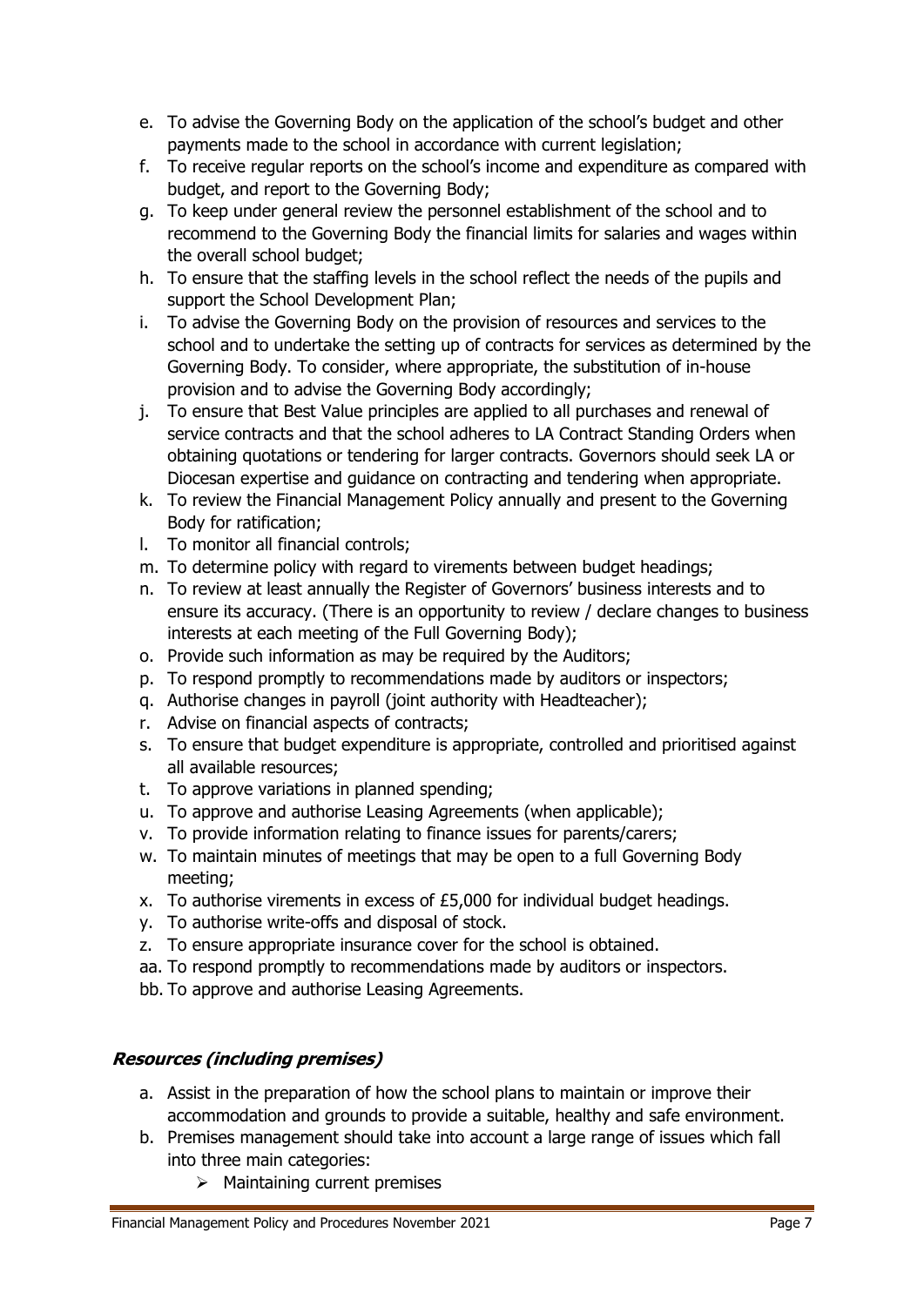e. To advise the Governing Body on the application of the school's budget and other payments made to the school in accordance with current legislation;
f. To receive regular reports on the school's income and expenditure as compared with budget, and report to the Governing Body;
g. To keep under general review the personnel establishment of the school and to recommend to the Governing Body the financial limits for salaries and wages within the overall school budget;
h. To ensure that the staffing levels in the school reflect the needs of the pupils and support the School Development Plan;
i. To advise the Governing Body on the provision of resources and services to the school and to undertake the setting up of contracts for services as determined by the Governing Body. To consider, where appropriate, the substitution of in-house provision and to advise the Governing Body accordingly;
j. To ensure that Best Value principles are applied to all purchases and renewal of service contracts and that the school adheres to LA Contract Standing Orders when obtaining quotations or tendering for larger contracts. Governors should seek LA or Diocesan expertise and guidance on contracting and tendering when appropriate.
k. To review the Financial Management Policy annually and present to the Governing Body for ratification;
l. To monitor all financial controls;
m. To determine policy with regard to virements between budget headings;
n. To review at least annually the Register of Governors' business interests and to ensure its accuracy. (There is an opportunity to review / declare changes to business interests at each meeting of the Full Governing Body);
o. Provide such information as may be required by the Auditors;
p. To respond promptly to recommendations made by auditors or inspectors;
q. Authorise changes in payroll (joint authority with Headteacher);
r. Advise on financial aspects of contracts;
s. To ensure that budget expenditure is appropriate, controlled and prioritised against all available resources;
t. To approve variations in planned spending;
u. To approve and authorise Leasing Agreements (when applicable);
v. To provide information relating to finance issues for parents/carers;
w. To maintain minutes of meetings that may be open to a full Governing Body meeting;
x. To authorise virements in excess of £5,000 for individual budget headings.
y. To authorise write-offs and disposal of stock.
z. To ensure appropriate insurance cover for the school is obtained.
aa. To respond promptly to recommendations made by auditors or inspectors.
bb. To approve and authorise Leasing Agreements.

### ***Resources (including premises)***

a. Assist in the preparation of how the school plans to maintain or improve their accommodation and grounds to provide a suitable, healthy and safe environment.
b. Premises management should take into account a large range of issues which fall into three main categories:
    - Maintaining current premises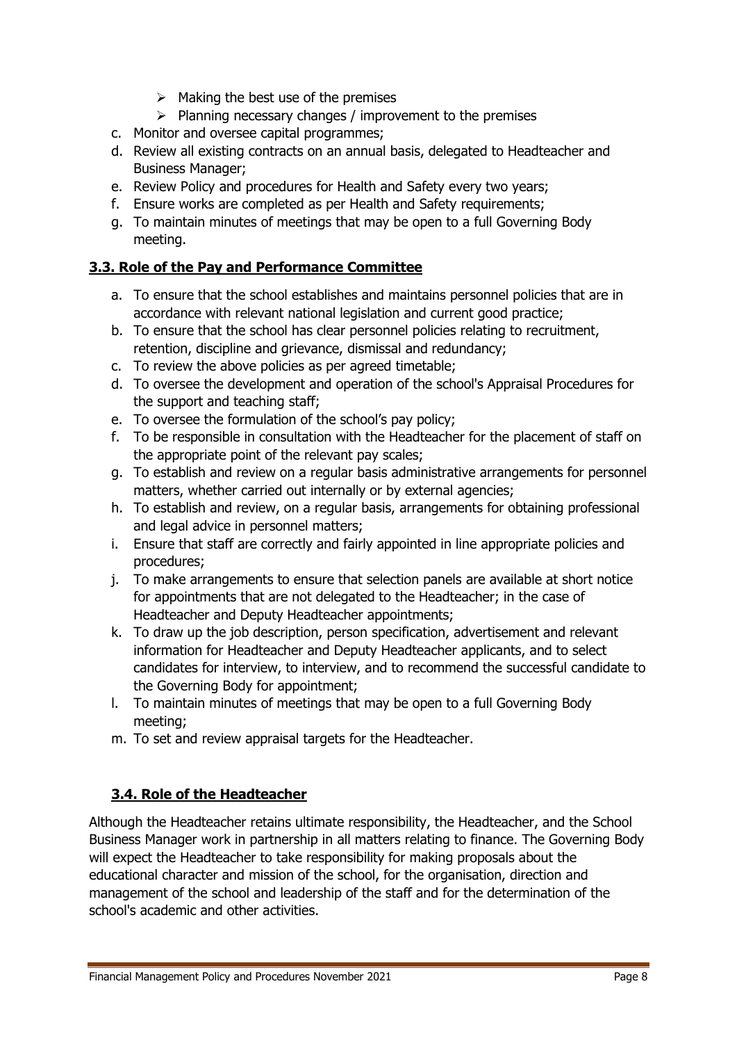- Making the best use of the premises
  - Planning necessary changes / improvement to the premises

c. Monitor and oversee capital programmes;
d. Review all existing contracts on an annual basis, delegated to Headteacher and Business Manager;
e. Review Policy and procedures for Health and Safety every two years;
f. Ensure works are completed as per Health and Safety requirements;
g. To maintain minutes of meetings that may be open to a full Governing Body meeting.

### 3.3. Role of the Pay and Performance Committee

a. To ensure that the school establishes and maintains personnel policies that are in accordance with relevant national legislation and current good practice;
b. To ensure that the school has clear personnel policies relating to recruitment, retention, discipline and grievance, dismissal and redundancy;
c. To review the above policies as per agreed timetable;
d. To oversee the development and operation of the school's Appraisal Procedures for the support and teaching staff;
e. To oversee the formulation of the school's pay policy;
f. To be responsible in consultation with the Headteacher for the placement of staff on the appropriate point of the relevant pay scales;
g. To establish and review on a regular basis administrative arrangements for personnel matters, whether carried out internally or by external agencies;
h. To establish and review, on a regular basis, arrangements for obtaining professional and legal advice in personnel matters;
i. Ensure that staff are correctly and fairly appointed in line appropriate policies and procedures;
j. To make arrangements to ensure that selection panels are available at short notice for appointments that are not delegated to the Headteacher; in the case of Headteacher and Deputy Headteacher appointments;
k. To draw up the job description, person specification, advertisement and relevant information for Headteacher and Deputy Headteacher applicants, and to select candidates for interview, to interview, and to recommend the successful candidate to the Governing Body for appointment;
l. To maintain minutes of meetings that may be open to a full Governing Body meeting;
m. To set and review appraisal targets for the Headteacher.

### 3.4. Role of the Headteacher

Although the Headteacher retains ultimate responsibility, the Headteacher, and the School Business Manager work in partnership in all matters relating to finance. The Governing Body will expect the Headteacher to take responsibility for making proposals about the educational character and mission of the school, for the organisation, direction and management of the school and leadership of the staff and for the determination of the school's academic and other activities.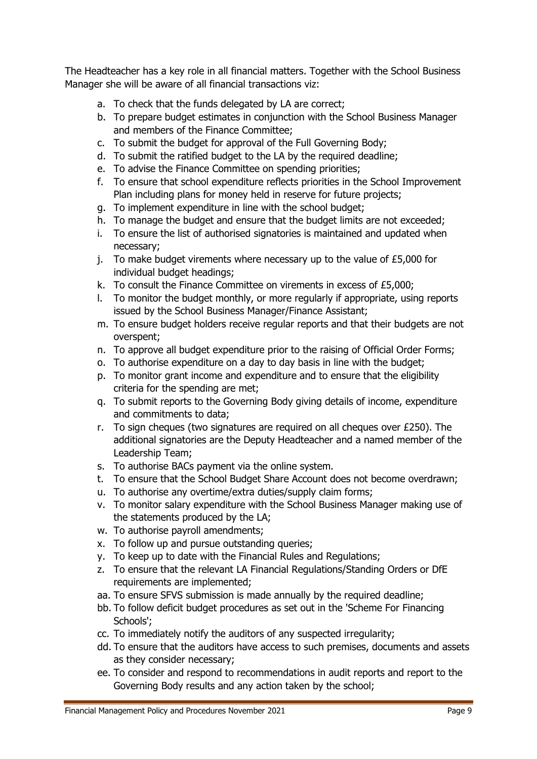The Headteacher has a key role in all financial matters. Together with the School Business Manager she will be aware of all financial transactions viz:

a. To check that the funds delegated by LA are correct;
b. To prepare budget estimates in conjunction with the School Business Manager and members of the Finance Committee;
c. To submit the budget for approval of the Full Governing Body;
d. To submit the ratified budget to the LA by the required deadline;
e. To advise the Finance Committee on spending priorities;
f. To ensure that school expenditure reflects priorities in the School Improvement Plan including plans for money held in reserve for future projects;
g. To implement expenditure in line with the school budget;
h. To manage the budget and ensure that the budget limits are not exceeded;
i. To ensure the list of authorised signatories is maintained and updated when necessary;
j. To make budget virements where necessary up to the value of £5,000 for individual budget headings;
k. To consult the Finance Committee on virements in excess of £5,000;
l. To monitor the budget monthly, or more regularly if appropriate, using reports issued by the School Business Manager/Finance Assistant;
m. To ensure budget holders receive regular reports and that their budgets are not overspent;
n. To approve all budget expenditure prior to the raising of Official Order Forms;
o. To authorise expenditure on a day to day basis in line with the budget;
p. To monitor grant income and expenditure and to ensure that the eligibility criteria for the spending are met;
q. To submit reports to the Governing Body giving details of income, expenditure and commitments to data;
r. To sign cheques (two signatures are required on all cheques over £250). The additional signatories are the Deputy Headteacher and a named member of the Leadership Team;
s. To authorise BACs payment via the online system.
t. To ensure that the School Budget Share Account does not become overdrawn;
u. To authorise any overtime/extra duties/supply claim forms;
v. To monitor salary expenditure with the School Business Manager making use of the statements produced by the LA;
w. To authorise payroll amendments;
x. To follow up and pursue outstanding queries;
y. To keep up to date with the Financial Rules and Regulations;
z. To ensure that the relevant LA Financial Regulations/Standing Orders or DfE requirements are implemented;
aa. To ensure SFVS submission is made annually by the required deadline;
bb. To follow deficit budget procedures as set out in the 'Scheme For Financing Schools';
cc. To immediately notify the auditors of any suspected irregularity;
dd. To ensure that the auditors have access to such premises, documents and assets as they consider necessary;
ee. To consider and respond to recommendations in audit reports and report to the Governing Body results and any action taken by the school;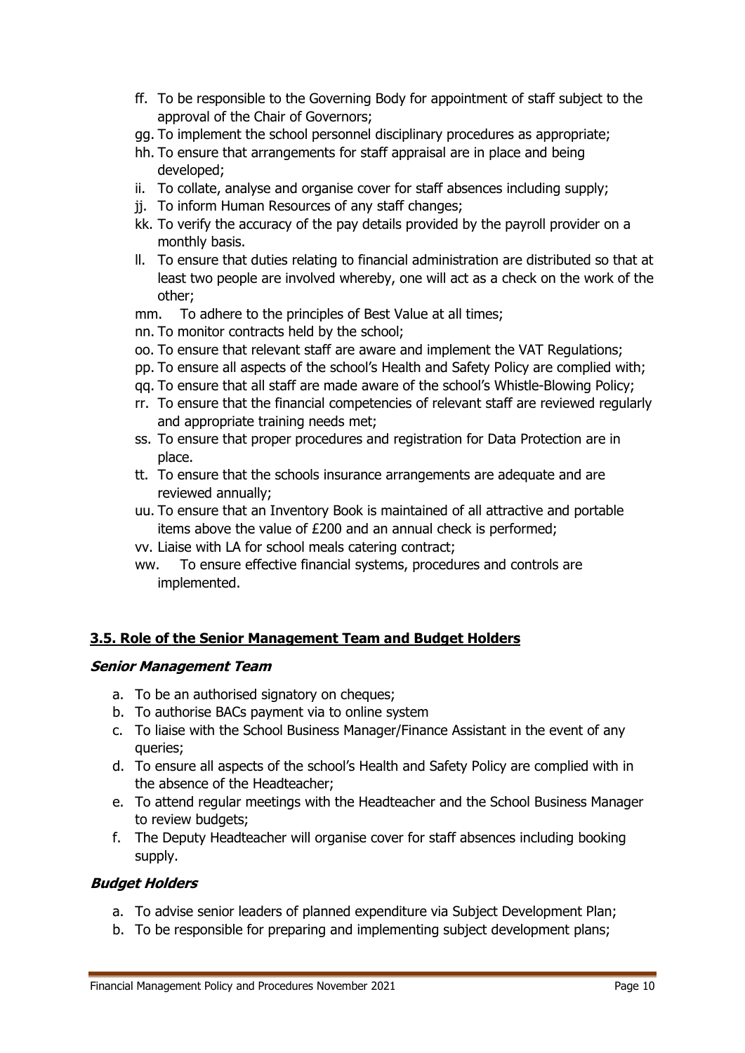ff. To be responsible to the Governing Body for appointment of staff subject to the approval of the Chair of Governors;
gg. To implement the school personnel disciplinary procedures as appropriate;
hh. To ensure that arrangements for staff appraisal are in place and being developed;
ii. To collate, analyse and organise cover for staff absences including supply;
jj. To inform Human Resources of any staff changes;
kk. To verify the accuracy of the pay details provided by the payroll provider on a monthly basis.
ll. To ensure that duties relating to financial administration are distributed so that at least two people are involved whereby, one will act as a check on the work of the other;
mm. To adhere to the principles of Best Value at all times;
nn. To monitor contracts held by the school;
oo. To ensure that relevant staff are aware and implement the VAT Regulations;
pp. To ensure all aspects of the school's Health and Safety Policy are complied with;
qq. To ensure that all staff are made aware of the school's Whistle-Blowing Policy;
rr. To ensure that the financial competencies of relevant staff are reviewed regularly and appropriate training needs met;
ss. To ensure that proper procedures and registration for Data Protection are in place.
tt. To ensure that the schools insurance arrangements are adequate and are reviewed annually;
uu. To ensure that an Inventory Book is maintained of all attractive and portable items above the value of £200 and an annual check is performed;
vv. Liaise with LA for school meals catering contract;
ww. To ensure effective financial systems, procedures and controls are implemented.

## 3.5. Role of the Senior Management Team and Budget Holders

### *Senior Management Team*

a. To be an authorised signatory on cheques;
b. To authorise BACs payment via to online system
c. To liaise with the School Business Manager/Finance Assistant in the event of any queries;
d. To ensure all aspects of the school's Health and Safety Policy are complied with in the absence of the Headteacher;
e. To attend regular meetings with the Headteacher and the School Business Manager to review budgets;
f. The Deputy Headteacher will organise cover for staff absences including booking supply.

### *Budget Holders*

a. To advise senior leaders of planned expenditure via Subject Development Plan;
b. To be responsible for preparing and implementing subject development plans;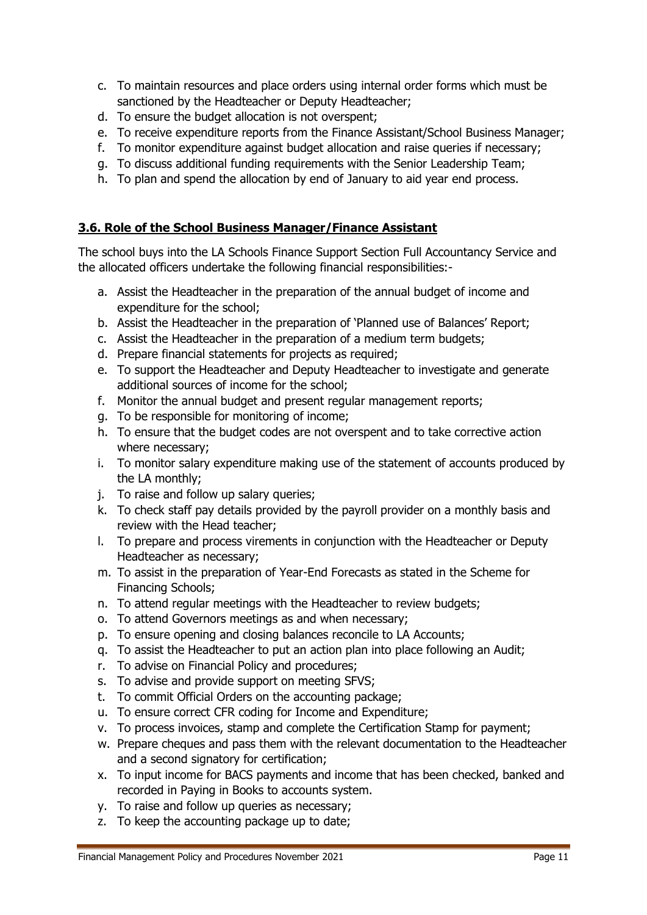c. To maintain resources and place orders using internal order forms which must be sanctioned by the Headteacher or Deputy Headteacher;
d. To ensure the budget allocation is not overspent;
e. To receive expenditure reports from the Finance Assistant/School Business Manager;
f. To monitor expenditure against budget allocation and raise queries if necessary;
g. To discuss additional funding requirements with the Senior Leadership Team;
h. To plan and spend the allocation by end of January to aid year end process.

## 3.6. Role of the School Business Manager/Finance Assistant

The school buys into the LA Schools Finance Support Section Full Accountancy Service and the allocated officers undertake the following financial responsibilities:-

a. Assist the Headteacher in the preparation of the annual budget of income and expenditure for the school;
b. Assist the Headteacher in the preparation of 'Planned use of Balances' Report;
c. Assist the Headteacher in the preparation of a medium term budgets;
d. Prepare financial statements for projects as required;
e. To support the Headteacher and Deputy Headteacher to investigate and generate additional sources of income for the school;
f. Monitor the annual budget and present regular management reports;
g. To be responsible for monitoring of income;
h. To ensure that the budget codes are not overspent and to take corrective action where necessary;
i. To monitor salary expenditure making use of the statement of accounts produced by the LA monthly;
j. To raise and follow up salary queries;
k. To check staff pay details provided by the payroll provider on a monthly basis and review with the Head teacher;
l. To prepare and process virements in conjunction with the Headteacher or Deputy Headteacher as necessary;
m. To assist in the preparation of Year-End Forecasts as stated in the Scheme for Financing Schools;
n. To attend regular meetings with the Headteacher to review budgets;
o. To attend Governors meetings as and when necessary;
p. To ensure opening and closing balances reconcile to LA Accounts;
q. To assist the Headteacher to put an action plan into place following an Audit;
r. To advise on Financial Policy and procedures;
s. To advise and provide support on meeting SFVS;
t. To commit Official Orders on the accounting package;
u. To ensure correct CFR coding for Income and Expenditure;
v. To process invoices, stamp and complete the Certification Stamp for payment;
w. Prepare cheques and pass them with the relevant documentation to the Headteacher and a second signatory for certification;
x. To input income for BACS payments and income that has been checked, banked and recorded in Paying in Books to accounts system.
y. To raise and follow up queries as necessary;
z. To keep the accounting package up to date;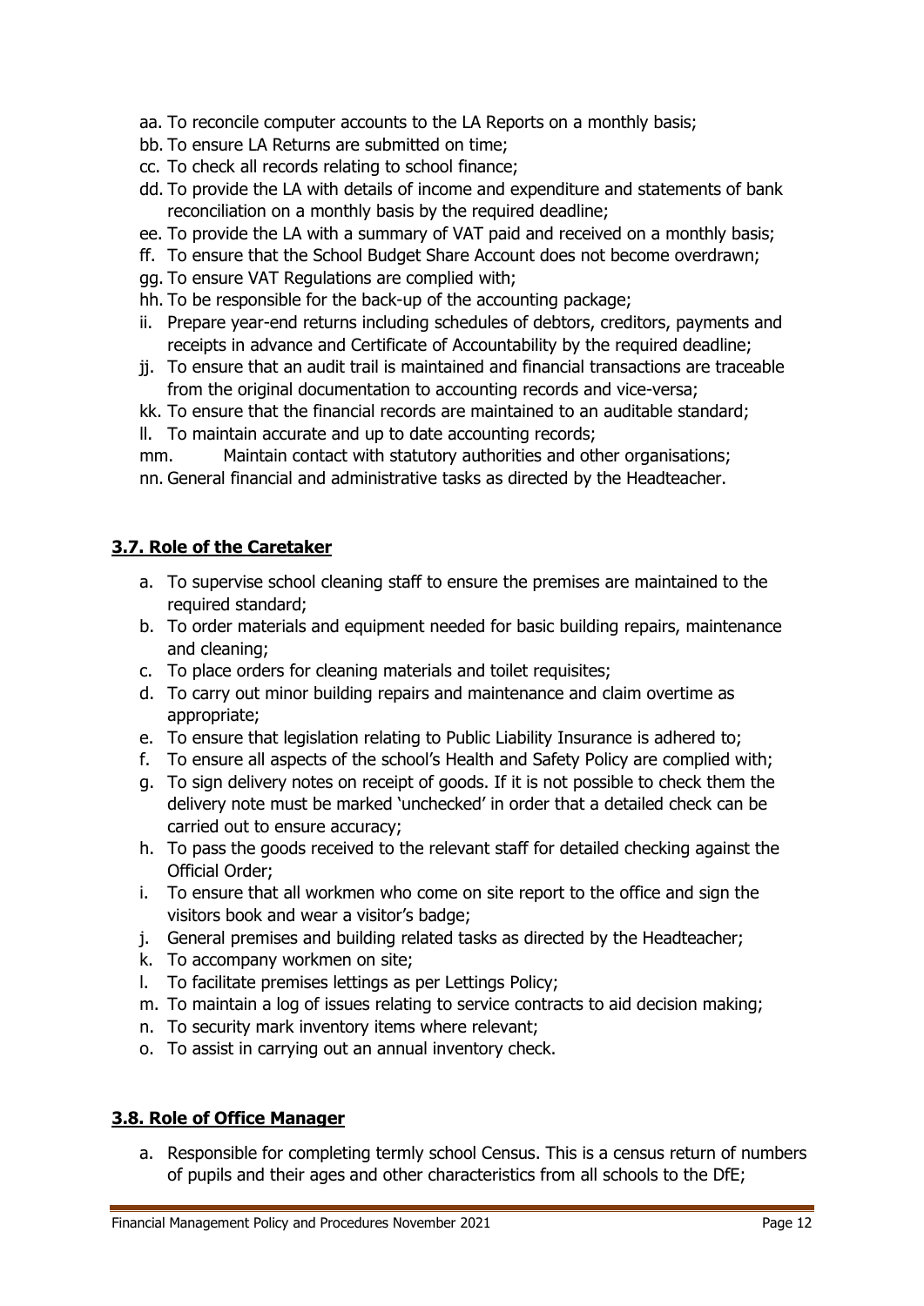aa. To reconcile computer accounts to the LA Reports on a monthly basis;
bb. To ensure LA Returns are submitted on time;
cc. To check all records relating to school finance;
dd. To provide the LA with details of income and expenditure and statements of bank reconciliation on a monthly basis by the required deadline;
ee. To provide the LA with a summary of VAT paid and received on a monthly basis;
ff. To ensure that the School Budget Share Account does not become overdrawn;
gg. To ensure VAT Regulations are complied with;
hh. To be responsible for the back-up of the accounting package;
ii. Prepare year-end returns including schedules of debtors, creditors, payments and receipts in advance and Certificate of Accountability by the required deadline;
jj. To ensure that an audit trail is maintained and financial transactions are traceable from the original documentation to accounting records and vice-versa;
kk. To ensure that the financial records are maintained to an auditable standard;
ll. To maintain accurate and up to date accounting records;
mm. Maintain contact with statutory authorities and other organisations;
nn. General financial and administrative tasks as directed by the Headteacher.

## 3.7. Role of the Caretaker

a. To supervise school cleaning staff to ensure the premises are maintained to the required standard;
b. To order materials and equipment needed for basic building repairs, maintenance and cleaning;
c. To place orders for cleaning materials and toilet requisites;
d. To carry out minor building repairs and maintenance and claim overtime as appropriate;
e. To ensure that legislation relating to Public Liability Insurance is adhered to;
f. To ensure all aspects of the school's Health and Safety Policy are complied with;
g. To sign delivery notes on receipt of goods. If it is not possible to check them the delivery note must be marked 'unchecked' in order that a detailed check can be carried out to ensure accuracy;
h. To pass the goods received to the relevant staff for detailed checking against the Official Order;
i. To ensure that all workmen who come on site report to the office and sign the visitors book and wear a visitor's badge;
j. General premises and building related tasks as directed by the Headteacher;
k. To accompany workmen on site;
l. To facilitate premises lettings as per Lettings Policy;
m. To maintain a log of issues relating to service contracts to aid decision making;
n. To security mark inventory items where relevant;
o. To assist in carrying out an annual inventory check.

## 3.8. Role of Office Manager

a. Responsible for completing termly school Census. This is a census return of numbers of pupils and their ages and other characteristics from all schools to the DfE;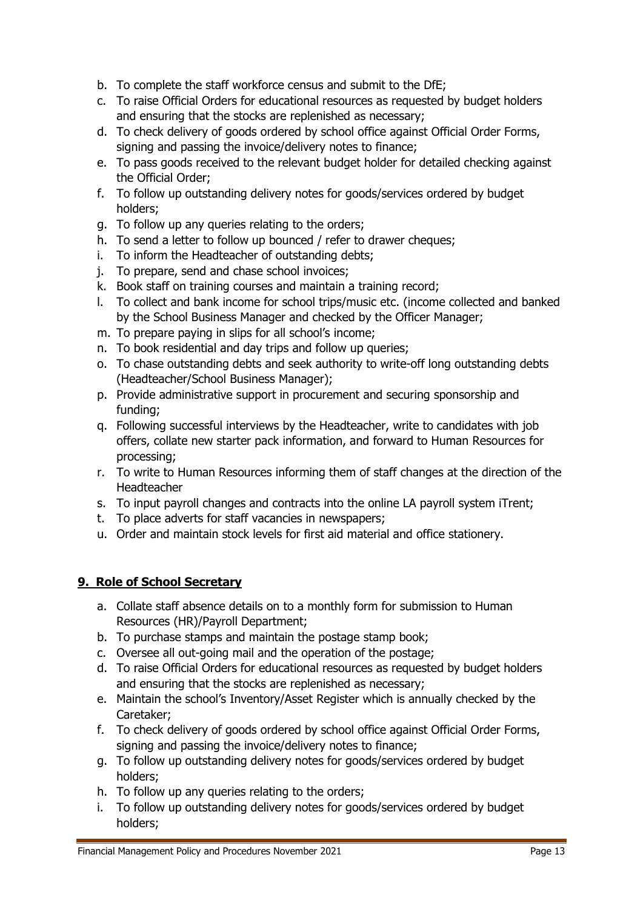b. To complete the staff workforce census and submit to the DfE;
c. To raise Official Orders for educational resources as requested by budget holders and ensuring that the stocks are replenished as necessary;
d. To check delivery of goods ordered by school office against Official Order Forms, signing and passing the invoice/delivery notes to finance;
e. To pass goods received to the relevant budget holder for detailed checking against the Official Order;
f. To follow up outstanding delivery notes for goods/services ordered by budget holders;
g. To follow up any queries relating to the orders;
h. To send a letter to follow up bounced / refer to drawer cheques;
i. To inform the Headteacher of outstanding debts;
j. To prepare, send and chase school invoices;
k. Book staff on training courses and maintain a training record;
l. To collect and bank income for school trips/music etc. (income collected and banked by the School Business Manager and checked by the Officer Manager;
m. To prepare paying in slips for all school's income;
n. To book residential and day trips and follow up queries;
o. To chase outstanding debts and seek authority to write-off long outstanding debts (Headteacher/School Business Manager);
p. Provide administrative support in procurement and securing sponsorship and funding;
q. Following successful interviews by the Headteacher, write to candidates with job offers, collate new starter pack information, and forward to Human Resources for processing;
r. To write to Human Resources informing them of staff changes at the direction of the Headteacher
s. To input payroll changes and contracts into the online LA payroll system iTrent;
t. To place adverts for staff vacancies in newspapers;
u. Order and maintain stock levels for first aid material and office stationery.

## 9. Role of School Secretary

a. Collate staff absence details on to a monthly form for submission to Human Resources (HR)/Payroll Department;
b. To purchase stamps and maintain the postage stamp book;
c. Oversee all out-going mail and the operation of the postage;
d. To raise Official Orders for educational resources as requested by budget holders and ensuring that the stocks are replenished as necessary;
e. Maintain the school's Inventory/Asset Register which is annually checked by the Caretaker;
f. To check delivery of goods ordered by school office against Official Order Forms, signing and passing the invoice/delivery notes to finance;
g. To follow up outstanding delivery notes for goods/services ordered by budget holders;
h. To follow up any queries relating to the orders;
i. To follow up outstanding delivery notes for goods/services ordered by budget holders;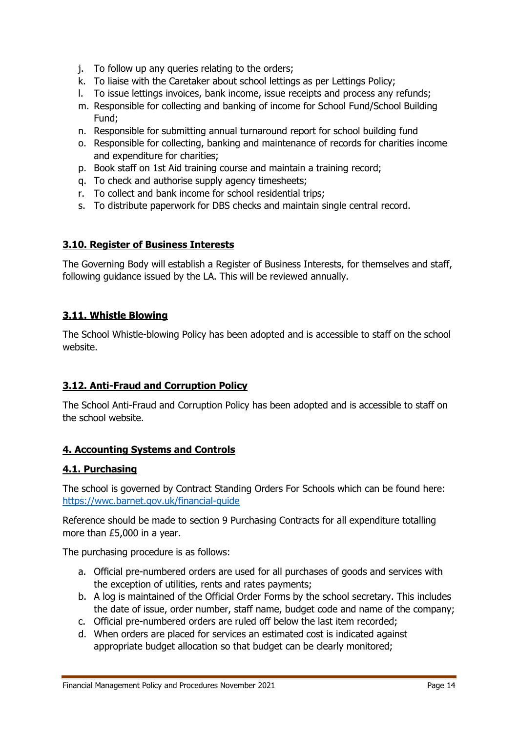j. To follow up any queries relating to the orders;
k. To liaise with the Caretaker about school lettings as per Lettings Policy;
l. To issue lettings invoices, bank income, issue receipts and process any refunds;
m. Responsible for collecting and banking of income for School Fund/School Building Fund;
n. Responsible for submitting annual turnaround report for school building fund
o. Responsible for collecting, banking and maintenance of records for charities income and expenditure for charities;
p. Book staff on 1st Aid training course and maintain a training record;
q. To check and authorise supply agency timesheets;
r. To collect and bank income for school residential trips;
s. To distribute paperwork for DBS checks and maintain single central record.

### 3.10. Register of Business Interests

The Governing Body will establish a Register of Business Interests, for themselves and staff, following guidance issued by the LA. This will be reviewed annually.

### 3.11. Whistle Blowing

The School Whistle-blowing Policy has been adopted and is accessible to staff on the school website.

### 3.12. Anti-Fraud and Corruption Policy

The School Anti-Fraud and Corruption Policy has been adopted and is accessible to staff on the school website.

## 4. Accounting Systems and Controls

### 4.1. Purchasing

The school is governed by Contract Standing Orders For Schools which can be found here: [https://wwc.barnet.gov.uk/financial-guide](https://wwc.barnet.gov.uk/financial-guide)

Reference should be made to section 9 Purchasing Contracts for all expenditure totalling more than £5,000 in a year.

The purchasing procedure is as follows:

a. Official pre-numbered orders are used for all purchases of goods and services with the exception of utilities, rents and rates payments;
b. A log is maintained of the Official Order Forms by the school secretary. This includes the date of issue, order number, staff name, budget code and name of the company;
c. Official pre-numbered orders are ruled off below the last item recorded;
d. When orders are placed for services an estimated cost is indicated against appropriate budget allocation so that budget can be clearly monitored;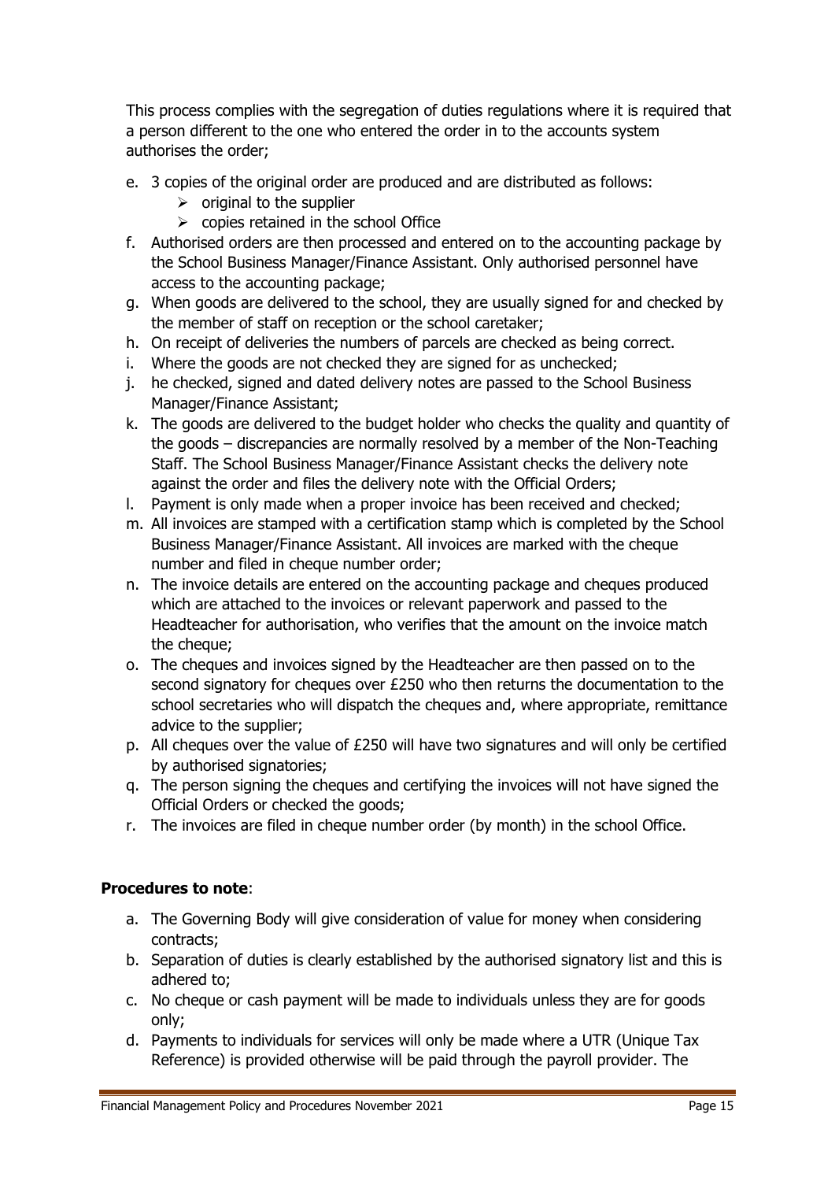This process complies with the segregation of duties regulations where it is required that a person different to the one who entered the order in to the accounts system authorises the order;

e. 3 copies of the original order are produced and are distributed as follows:
   - original to the supplier
   - copies retained in the school Office
f. Authorised orders are then processed and entered on to the accounting package by the School Business Manager/Finance Assistant. Only authorised personnel have access to the accounting package;
g. When goods are delivered to the school, they are usually signed for and checked by the member of staff on reception or the school caretaker;
h. On receipt of deliveries the numbers of parcels are checked as being correct.
i. Where the goods are not checked they are signed for as unchecked;
j. he checked, signed and dated delivery notes are passed to the School Business Manager/Finance Assistant;
k. The goods are delivered to the budget holder who checks the quality and quantity of the goods – discrepancies are normally resolved by a member of the Non-Teaching Staff. The School Business Manager/Finance Assistant checks the delivery note against the order and files the delivery note with the Official Orders;
l. Payment is only made when a proper invoice has been received and checked;
m. All invoices are stamped with a certification stamp which is completed by the School Business Manager/Finance Assistant. All invoices are marked with the cheque number and filed in cheque number order;
n. The invoice details are entered on the accounting package and cheques produced which are attached to the invoices or relevant paperwork and passed to the Headteacher for authorisation, who verifies that the amount on the invoice match the cheque;
o. The cheques and invoices signed by the Headteacher are then passed on to the second signatory for cheques over £250 who then returns the documentation to the school secretaries who will dispatch the cheques and, where appropriate, remittance advice to the supplier;
p. All cheques over the value of £250 will have two signatures and will only be certified by authorised signatories;
q. The person signing the cheques and certifying the invoices will not have signed the Official Orders or checked the goods;
r. The invoices are filed in cheque number order (by month) in the school Office.

**Procedures to note**:

a. The Governing Body will give consideration of value for money when considering contracts;
b. Separation of duties is clearly established by the authorised signatory list and this is adhered to;
c. No cheque or cash payment will be made to individuals unless they are for goods only;
d. Payments to individuals for services will only be made where a UTR (Unique Tax Reference) is provided otherwise will be paid through the payroll provider. The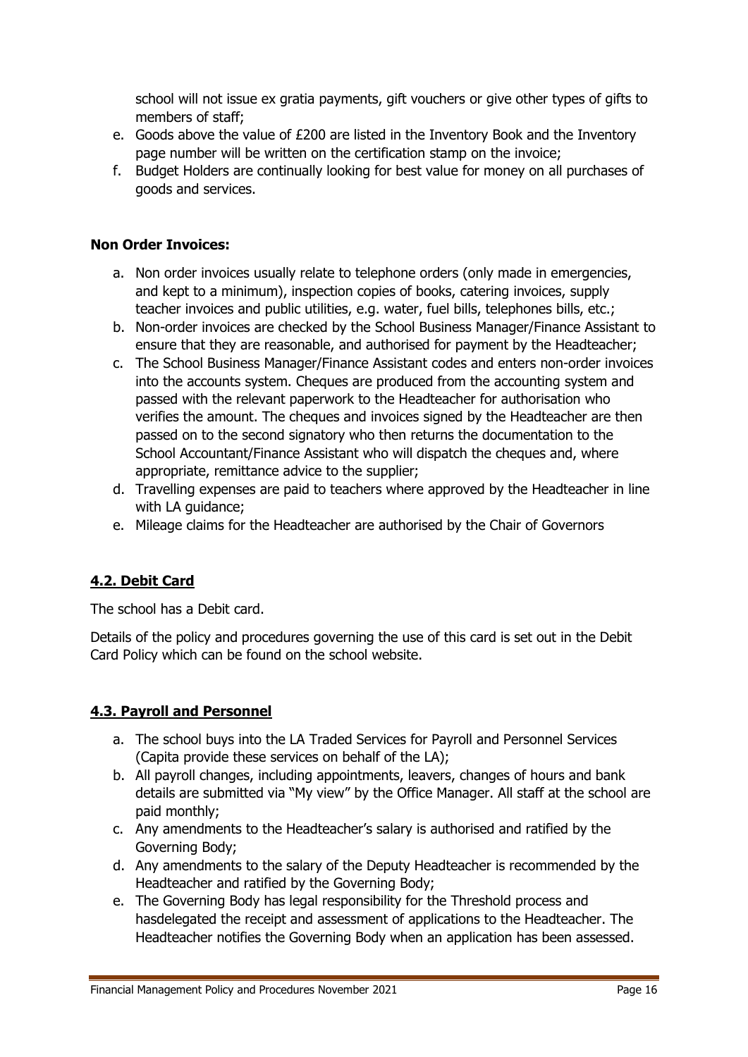school will not issue ex gratia payments, gift vouchers or give other types of gifts to members of staff;

e. Goods above the value of £200 are listed in the Inventory Book and the Inventory page number will be written on the certification stamp on the invoice;
f. Budget Holders are continually looking for best value for money on all purchases of goods and services.

**Non Order Invoices:**

a. Non order invoices usually relate to telephone orders (only made in emergencies, and kept to a minimum), inspection copies of books, catering invoices, supply teacher invoices and public utilities, e.g. water, fuel bills, telephones bills, etc.;
b. Non-order invoices are checked by the School Business Manager/Finance Assistant to ensure that they are reasonable, and authorised for payment by the Headteacher;
c. The School Business Manager/Finance Assistant codes and enters non-order invoices into the accounts system. Cheques are produced from the accounting system and passed with the relevant paperwork to the Headteacher for authorisation who verifies the amount. The cheques and invoices signed by the Headteacher are then passed on to the second signatory who then returns the documentation to the School Accountant/Finance Assistant who will dispatch the cheques and, where appropriate, remittance advice to the supplier;
d. Travelling expenses are paid to teachers where approved by the Headteacher in line with LA guidance;
e. Mileage claims for the Headteacher are authorised by the Chair of Governors

## 4.2. Debit Card

The school has a Debit card.

Details of the policy and procedures governing the use of this card is set out in the Debit Card Policy which can be found on the school website.

## 4.3. Payroll and Personnel

a. The school buys into the LA Traded Services for Payroll and Personnel Services (Capita provide these services on behalf of the LA);
b. All payroll changes, including appointments, leavers, changes of hours and bank details are submitted via "My view" by the Office Manager. All staff at the school are paid monthly;
c. Any amendments to the Headteacher's salary is authorised and ratified by the Governing Body;
d. Any amendments to the salary of the Deputy Headteacher is recommended by the Headteacher and ratified by the Governing Body;
e. The Governing Body has legal responsibility for the Threshold process and hasdelegated the receipt and assessment of applications to the Headteacher. The Headteacher notifies the Governing Body when an application has been assessed.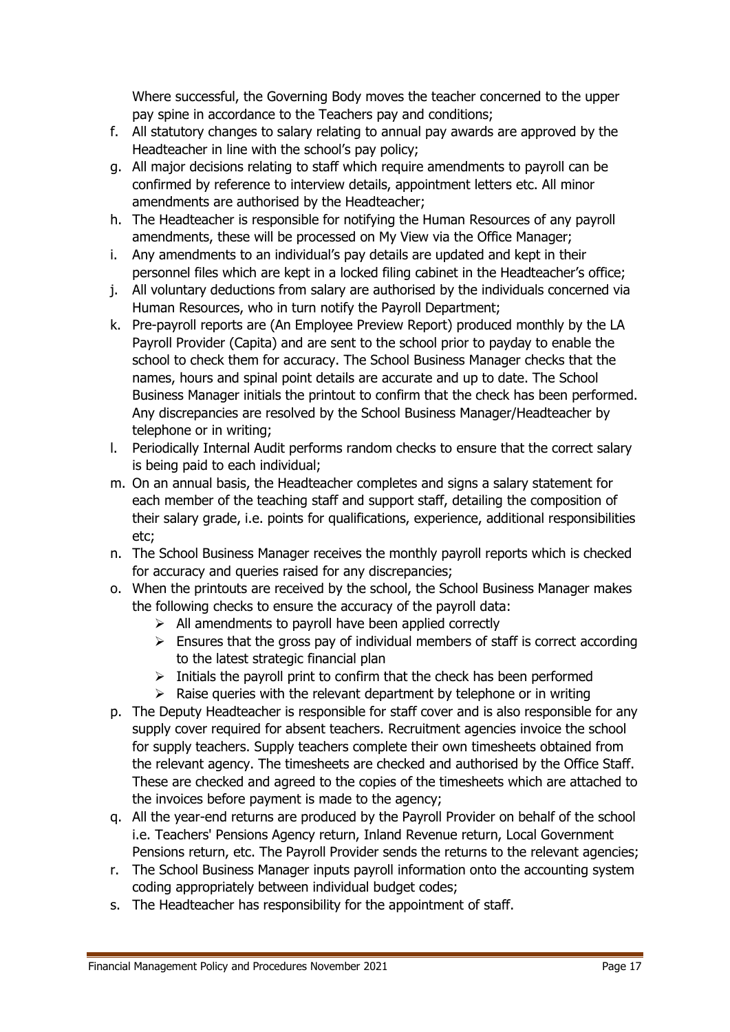Where successful, the Governing Body moves the teacher concerned to the upper pay spine in accordance to the Teachers pay and conditions;

f. All statutory changes to salary relating to annual pay awards are approved by the Headteacher in line with the school's pay policy;
g. All major decisions relating to staff which require amendments to payroll can be confirmed by reference to interview details, appointment letters etc. All minor amendments are authorised by the Headteacher;
h. The Headteacher is responsible for notifying the Human Resources of any payroll amendments, these will be processed on My View via the Office Manager;
i. Any amendments to an individual's pay details are updated and kept in their personnel files which are kept in a locked filing cabinet in the Headteacher's office;
j. All voluntary deductions from salary are authorised by the individuals concerned via Human Resources, who in turn notify the Payroll Department;
k. Pre-payroll reports are (An Employee Preview Report) produced monthly by the LA Payroll Provider (Capita) and are sent to the school prior to payday to enable the school to check them for accuracy. The School Business Manager checks that the names, hours and spinal point details are accurate and up to date. The School Business Manager initials the printout to confirm that the check has been performed. Any discrepancies are resolved by the School Business Manager/Headteacher by telephone or in writing;
l. Periodically Internal Audit performs random checks to ensure that the correct salary is being paid to each individual;
m. On an annual basis, the Headteacher completes and signs a salary statement for each member of the teaching staff and support staff, detailing the composition of their salary grade, i.e. points for qualifications, experience, additional responsibilities etc;
n. The School Business Manager receives the monthly payroll reports which is checked for accuracy and queries raised for any discrepancies;
o. When the printouts are received by the school, the School Business Manager makes the following checks to ensure the accuracy of the payroll data:
   - All amendments to payroll have been applied correctly
   - Ensures that the gross pay of individual members of staff is correct according to the latest strategic financial plan
   - Initials the payroll print to confirm that the check has been performed
   - Raise queries with the relevant department by telephone or in writing
p. The Deputy Headteacher is responsible for staff cover and is also responsible for any supply cover required for absent teachers. Recruitment agencies invoice the school for supply teachers. Supply teachers complete their own timesheets obtained from the relevant agency. The timesheets are checked and authorised by the Office Staff. These are checked and agreed to the copies of the timesheets which are attached to the invoices before payment is made to the agency;
q. All the year-end returns are produced by the Payroll Provider on behalf of the school i.e. Teachers' Pensions Agency return, Inland Revenue return, Local Government Pensions return, etc. The Payroll Provider sends the returns to the relevant agencies;
r. The School Business Manager inputs payroll information onto the accounting system coding appropriately between individual budget codes;
s. The Headteacher has responsibility for the appointment of staff.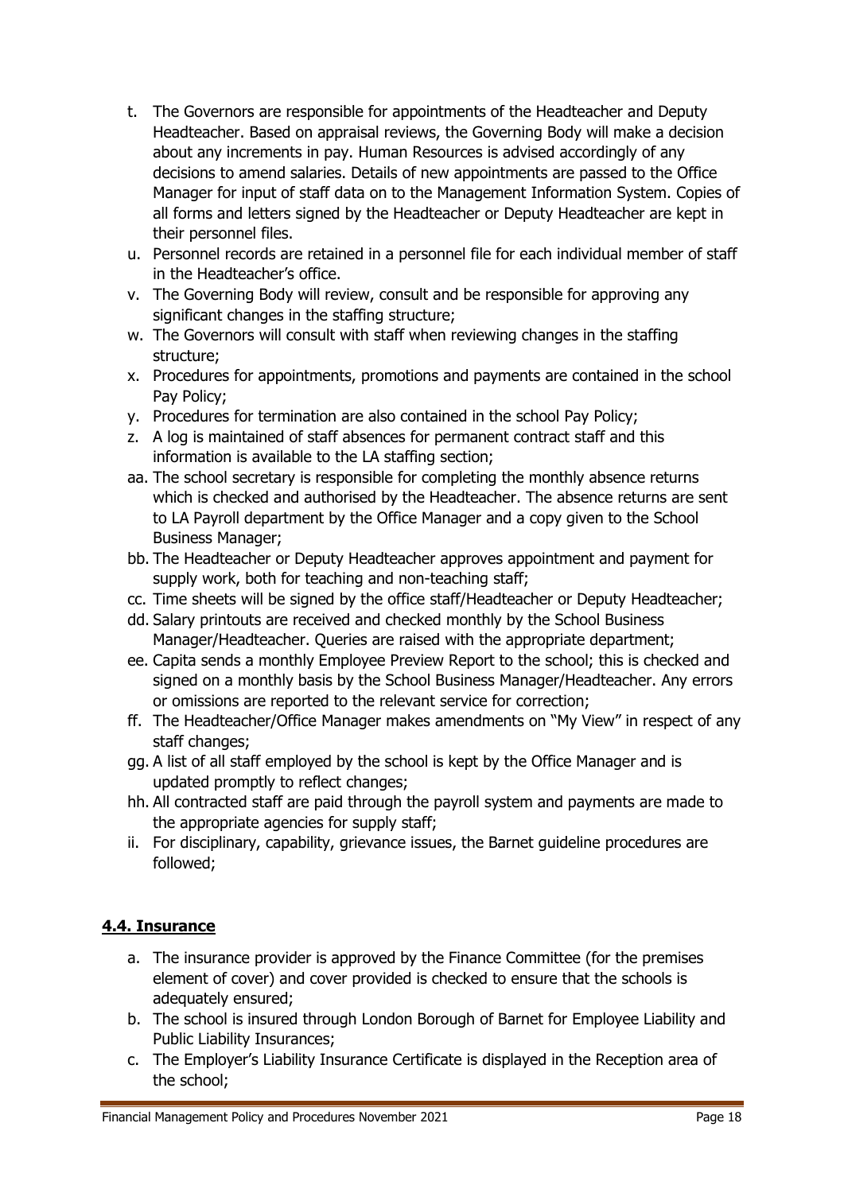t. The Governors are responsible for appointments of the Headteacher and Deputy Headteacher. Based on appraisal reviews, the Governing Body will make a decision about any increments in pay. Human Resources is advised accordingly of any decisions to amend salaries. Details of new appointments are passed to the Office Manager for input of staff data on to the Management Information System. Copies of all forms and letters signed by the Headteacher or Deputy Headteacher are kept in their personnel files.

u. Personnel records are retained in a personnel file for each individual member of staff in the Headteacher's office.

v. The Governing Body will review, consult and be responsible for approving any significant changes in the staffing structure;

w. The Governors will consult with staff when reviewing changes in the staffing structure;

x. Procedures for appointments, promotions and payments are contained in the school Pay Policy;

y. Procedures for termination are also contained in the school Pay Policy;

z. A log is maintained of staff absences for permanent contract staff and this information is available to the LA staffing section;

aa. The school secretary is responsible for completing the monthly absence returns which is checked and authorised by the Headteacher. The absence returns are sent to LA Payroll department by the Office Manager and a copy given to the School Business Manager;

bb. The Headteacher or Deputy Headteacher approves appointment and payment for supply work, both for teaching and non-teaching staff;

cc. Time sheets will be signed by the office staff/Headteacher or Deputy Headteacher;

dd. Salary printouts are received and checked monthly by the School Business Manager/Headteacher. Queries are raised with the appropriate department;

ee. Capita sends a monthly Employee Preview Report to the school; this is checked and signed on a monthly basis by the School Business Manager/Headteacher. Any errors or omissions are reported to the relevant service for correction;

ff. The Headteacher/Office Manager makes amendments on "My View" in respect of any staff changes;

gg. A list of all staff employed by the school is kept by the Office Manager and is updated promptly to reflect changes;

hh. All contracted staff are paid through the payroll system and payments are made to the appropriate agencies for supply staff;

ii. For disciplinary, capability, grievance issues, the Barnet guideline procedures are followed;

## **4.4. Insurance**

a. The insurance provider is approved by the Finance Committee (for the premises element of cover) and cover provided is checked to ensure that the schools is adequately ensured;

b. The school is insured through London Borough of Barnet for Employee Liability and Public Liability Insurances;

c. The Employer's Liability Insurance Certificate is displayed in the Reception area of the school;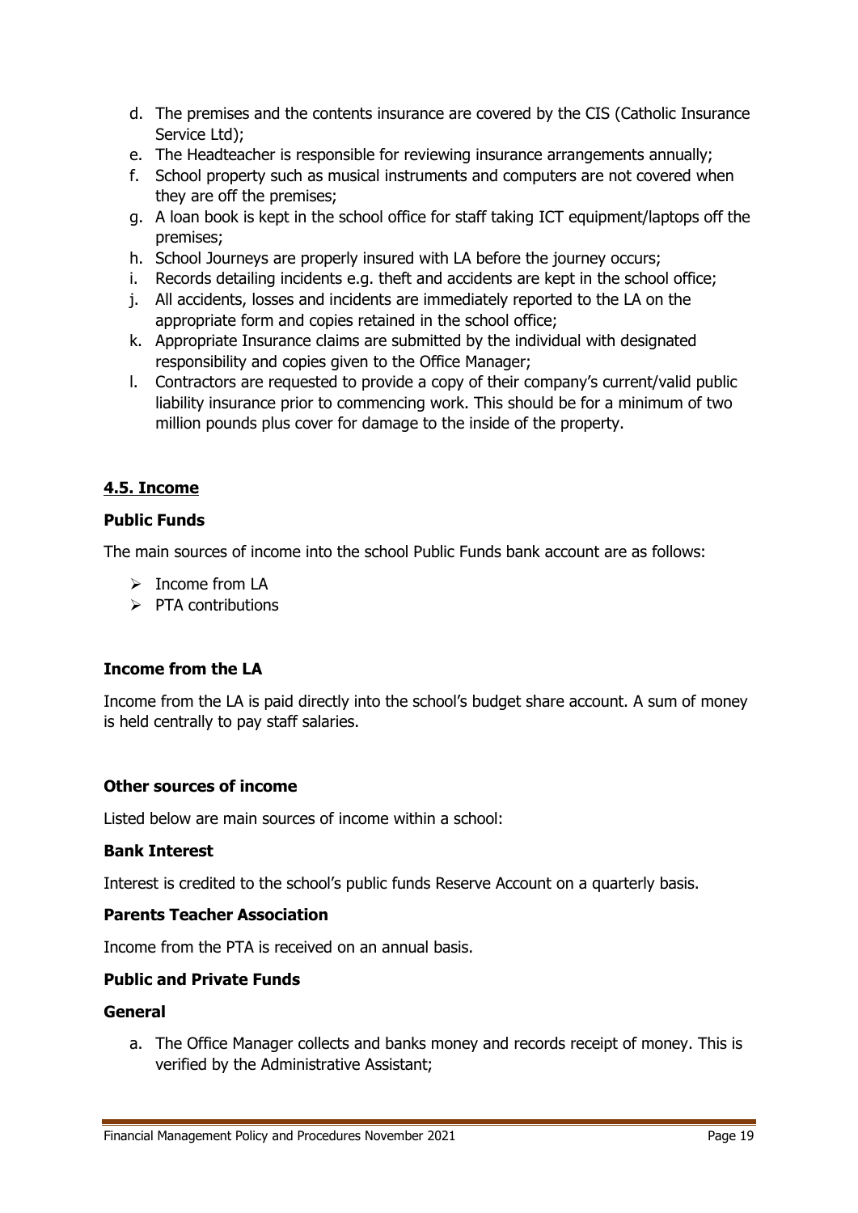d. The premises and the contents insurance are covered by the CIS (Catholic Insurance Service Ltd);
e. The Headteacher is responsible for reviewing insurance arrangements annually;
f. School property such as musical instruments and computers are not covered when they are off the premises;
g. A loan book is kept in the school office for staff taking ICT equipment/laptops off the premises;
h. School Journeys are properly insured with LA before the journey occurs;
i. Records detailing incidents e.g. theft and accidents are kept in the school office;
j. All accidents, losses and incidents are immediately reported to the LA on the appropriate form and copies retained in the school office;
k. Appropriate Insurance claims are submitted by the individual with designated responsibility and copies given to the Office Manager;
l. Contractors are requested to provide a copy of their company's current/valid public liability insurance prior to commencing work. This should be for a minimum of two million pounds plus cover for damage to the inside of the property.

## 4.5. Income

**Public Funds**

The main sources of income into the school Public Funds bank account are as follows:

- Income from LA
- PTA contributions

**Income from the LA**

Income from the LA is paid directly into the school's budget share account. A sum of money is held centrally to pay staff salaries.

**Other sources of income**

Listed below are main sources of income within a school:

**Bank Interest**

Interest is credited to the school's public funds Reserve Account on a quarterly basis.

**Parents Teacher Association**

Income from the PTA is received on an annual basis.

**Public and Private Funds**

**General**

a. The Office Manager collects and banks money and records receipt of money. This is verified by the Administrative Assistant;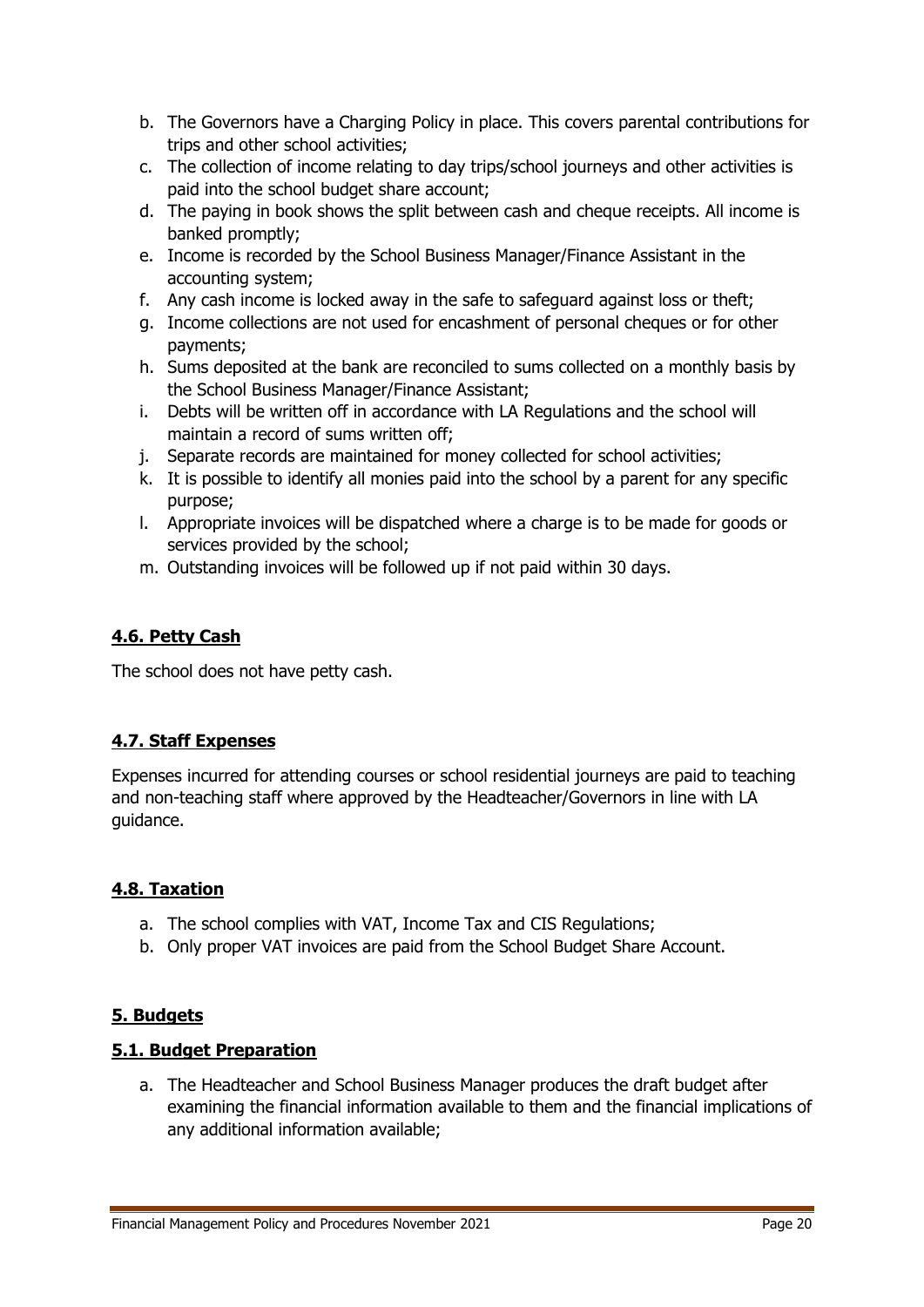b. The Governors have a Charging Policy in place. This covers parental contributions for trips and other school activities;
c. The collection of income relating to day trips/school journeys and other activities is paid into the school budget share account;
d. The paying in book shows the split between cash and cheque receipts. All income is banked promptly;
e. Income is recorded by the School Business Manager/Finance Assistant in the accounting system;
f. Any cash income is locked away in the safe to safeguard against loss or theft;
g. Income collections are not used for encashment of personal cheques or for other payments;
h. Sums deposited at the bank are reconciled to sums collected on a monthly basis by the School Business Manager/Finance Assistant;
i. Debts will be written off in accordance with LA Regulations and the school will maintain a record of sums written off;
j. Separate records are maintained for money collected for school activities;
k. It is possible to identify all monies paid into the school by a parent for any specific purpose;
l. Appropriate invoices will be dispatched where a charge is to be made for goods or services provided by the school;
m. Outstanding invoices will be followed up if not paid within 30 days.

### 4.6. Petty Cash

The school does not have petty cash.

### 4.7. Staff Expenses

Expenses incurred for attending courses or school residential journeys are paid to teaching and non-teaching staff where approved by the Headteacher/Governors in line with LA guidance.

### 4.8. Taxation

a. The school complies with VAT, Income Tax and CIS Regulations;
b. Only proper VAT invoices are paid from the School Budget Share Account.

## 5. Budgets

### 5.1. Budget Preparation

a. The Headteacher and School Business Manager produces the draft budget after examining the financial information available to them and the financial implications of any additional information available;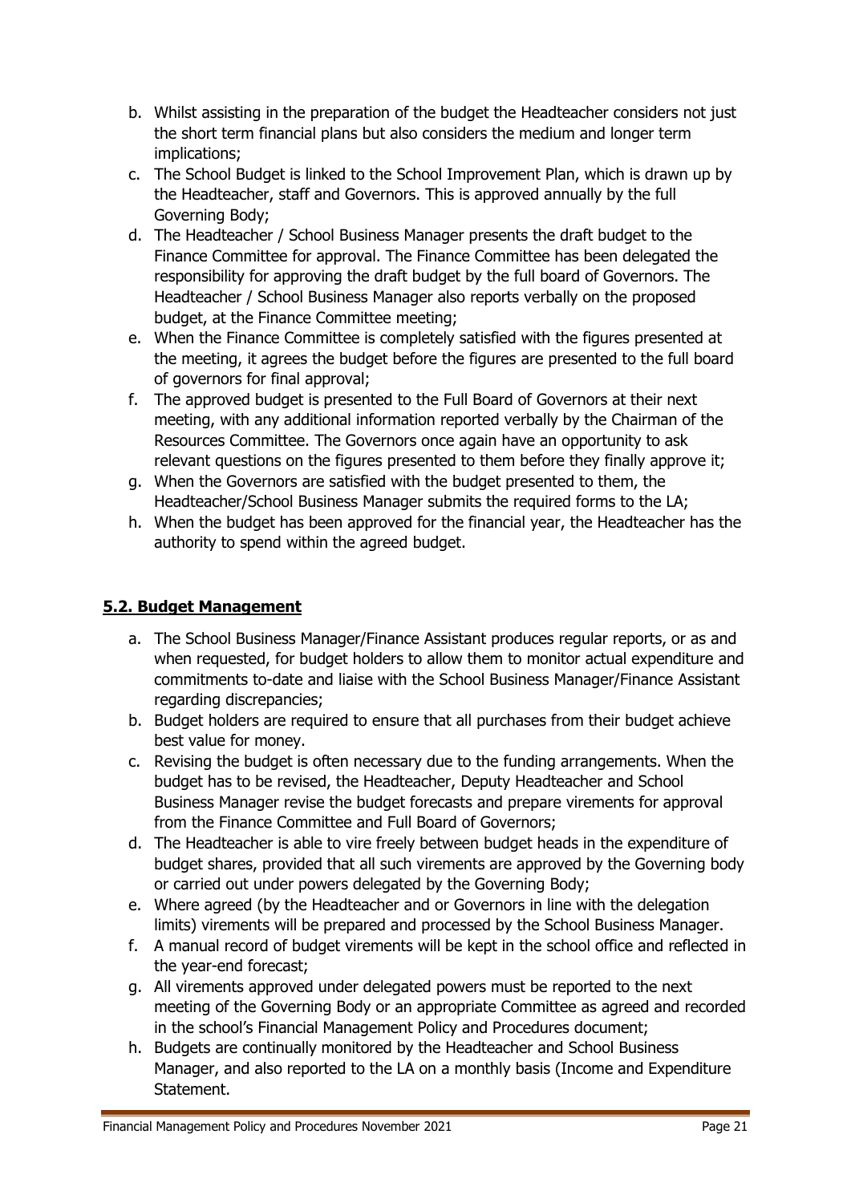b. Whilst assisting in the preparation of the budget the Headteacher considers not just the short term financial plans but also considers the medium and longer term implications;
c. The School Budget is linked to the School Improvement Plan, which is drawn up by the Headteacher, staff and Governors. This is approved annually by the full Governing Body;
d. The Headteacher / School Business Manager presents the draft budget to the Finance Committee for approval. The Finance Committee has been delegated the responsibility for approving the draft budget by the full board of Governors. The Headteacher / School Business Manager also reports verbally on the proposed budget, at the Finance Committee meeting;
e. When the Finance Committee is completely satisfied with the figures presented at the meeting, it agrees the budget before the figures are presented to the full board of governors for final approval;
f. The approved budget is presented to the Full Board of Governors at their next meeting, with any additional information reported verbally by the Chairman of the Resources Committee. The Governors once again have an opportunity to ask relevant questions on the figures presented to them before they finally approve it;
g. When the Governors are satisfied with the budget presented to them, the Headteacher/School Business Manager submits the required forms to the LA;
h. When the budget has been approved for the financial year, the Headteacher has the authority to spend within the agreed budget.

## **5.2. Budget Management**

a. The School Business Manager/Finance Assistant produces regular reports, or as and when requested, for budget holders to allow them to monitor actual expenditure and commitments to-date and liaise with the School Business Manager/Finance Assistant regarding discrepancies;
b. Budget holders are required to ensure that all purchases from their budget achieve best value for money.
c. Revising the budget is often necessary due to the funding arrangements. When the budget has to be revised, the Headteacher, Deputy Headteacher and School Business Manager revise the budget forecasts and prepare virements for approval from the Finance Committee and Full Board of Governors;
d. The Headteacher is able to vire freely between budget heads in the expenditure of budget shares, provided that all such virements are approved by the Governing body or carried out under powers delegated by the Governing Body;
e. Where agreed (by the Headteacher and or Governors in line with the delegation limits) virements will be prepared and processed by the School Business Manager.
f. A manual record of budget virements will be kept in the school office and reflected in the year-end forecast;
g. All virements approved under delegated powers must be reported to the next meeting of the Governing Body or an appropriate Committee as agreed and recorded in the school's Financial Management Policy and Procedures document;
h. Budgets are continually monitored by the Headteacher and School Business Manager, and also reported to the LA on a monthly basis (Income and Expenditure Statement.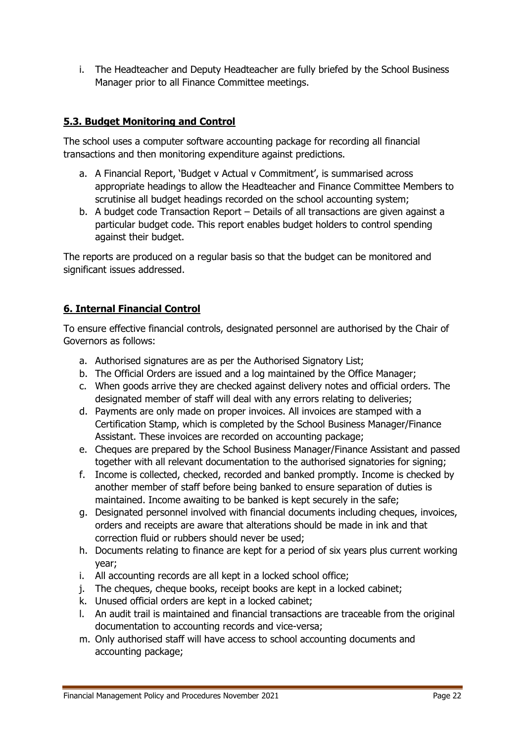i. The Headteacher and Deputy Headteacher are fully briefed by the School Business Manager prior to all Finance Committee meetings.

## 5.3. Budget Monitoring and Control

The school uses a computer software accounting package for recording all financial transactions and then monitoring expenditure against predictions.

a. A Financial Report, 'Budget v Actual v Commitment', is summarised across appropriate headings to allow the Headteacher and Finance Committee Members to scrutinise all budget headings recorded on the school accounting system;
b. A budget code Transaction Report – Details of all transactions are given against a particular budget code. This report enables budget holders to control spending against their budget.

The reports are produced on a regular basis so that the budget can be monitored and significant issues addressed.

## 6. Internal Financial Control

To ensure effective financial controls, designated personnel are authorised by the Chair of Governors as follows:

a. Authorised signatures are as per the Authorised Signatory List;
b. The Official Orders are issued and a log maintained by the Office Manager;
c. When goods arrive they are checked against delivery notes and official orders. The designated member of staff will deal with any errors relating to deliveries;
d. Payments are only made on proper invoices. All invoices are stamped with a Certification Stamp, which is completed by the School Business Manager/Finance Assistant. These invoices are recorded on accounting package;
e. Cheques are prepared by the School Business Manager/Finance Assistant and passed together with all relevant documentation to the authorised signatories for signing;
f. Income is collected, checked, recorded and banked promptly. Income is checked by another member of staff before being banked to ensure separation of duties is maintained. Income awaiting to be banked is kept securely in the safe;
g. Designated personnel involved with financial documents including cheques, invoices, orders and receipts are aware that alterations should be made in ink and that correction fluid or rubbers should never be used;
h. Documents relating to finance are kept for a period of six years plus current working year;
i. All accounting records are all kept in a locked school office;
j. The cheques, cheque books, receipt books are kept in a locked cabinet;
k. Unused official orders are kept in a locked cabinet;
l. An audit trail is maintained and financial transactions are traceable from the original documentation to accounting records and vice-versa;
m. Only authorised staff will have access to school accounting documents and accounting package;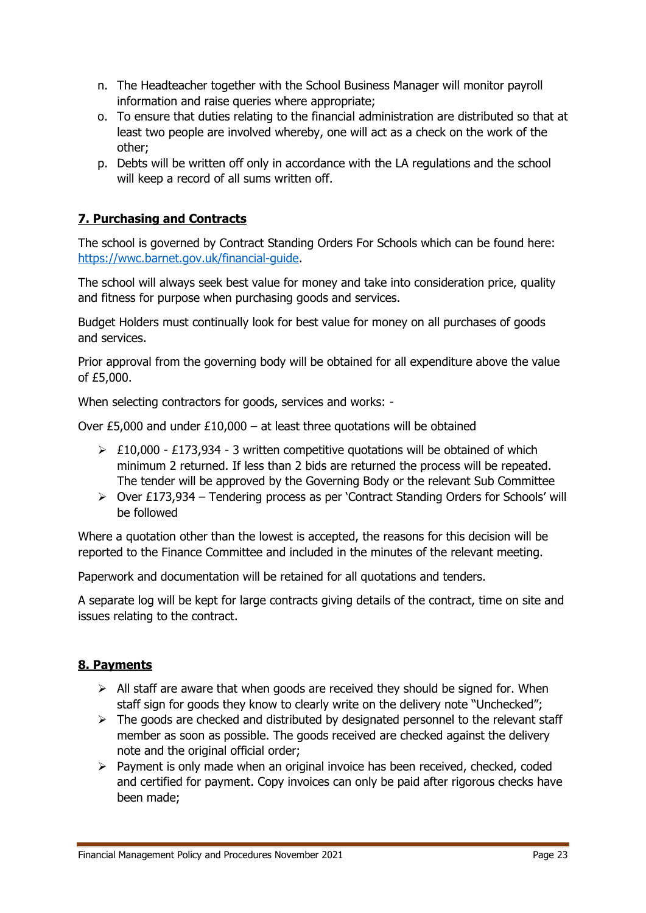n. The Headteacher together with the School Business Manager will monitor payroll information and raise queries where appropriate;
o. To ensure that duties relating to the financial administration are distributed so that at least two people are involved whereby, one will act as a check on the work of the other;
p. Debts will be written off only in accordance with the LA regulations and the school will keep a record of all sums written off.

## 7. Purchasing and Contracts

The school is governed by Contract Standing Orders For Schools which can be found here: [https://wwc.barnet.gov.uk/financial-guide](https://wwc.barnet.gov.uk/financial-guide).

The school will always seek best value for money and take into consideration price, quality and fitness for purpose when purchasing goods and services.

Budget Holders must continually look for best value for money on all purchases of goods and services.

Prior approval from the governing body will be obtained for all expenditure above the value of £5,000.

When selecting contractors for goods, services and works: -

Over £5,000 and under £10,000 – at least three quotations will be obtained

- £10,000 - £173,934 - 3 written competitive quotations will be obtained of which minimum 2 returned. If less than 2 bids are returned the process will be repeated. The tender will be approved by the Governing Body or the relevant Sub Committee
- Over £173,934 – Tendering process as per 'Contract Standing Orders for Schools' will be followed

Where a quotation other than the lowest is accepted, the reasons for this decision will be reported to the Finance Committee and included in the minutes of the relevant meeting.

Paperwork and documentation will be retained for all quotations and tenders.

A separate log will be kept for large contracts giving details of the contract, time on site and issues relating to the contract.

## 8. Payments

- All staff are aware that when goods are received they should be signed for. When staff sign for goods they know to clearly write on the delivery note "Unchecked";
- The goods are checked and distributed by designated personnel to the relevant staff member as soon as possible. The goods received are checked against the delivery note and the original official order;
- Payment is only made when an original invoice has been received, checked, coded and certified for payment. Copy invoices can only be paid after rigorous checks have been made;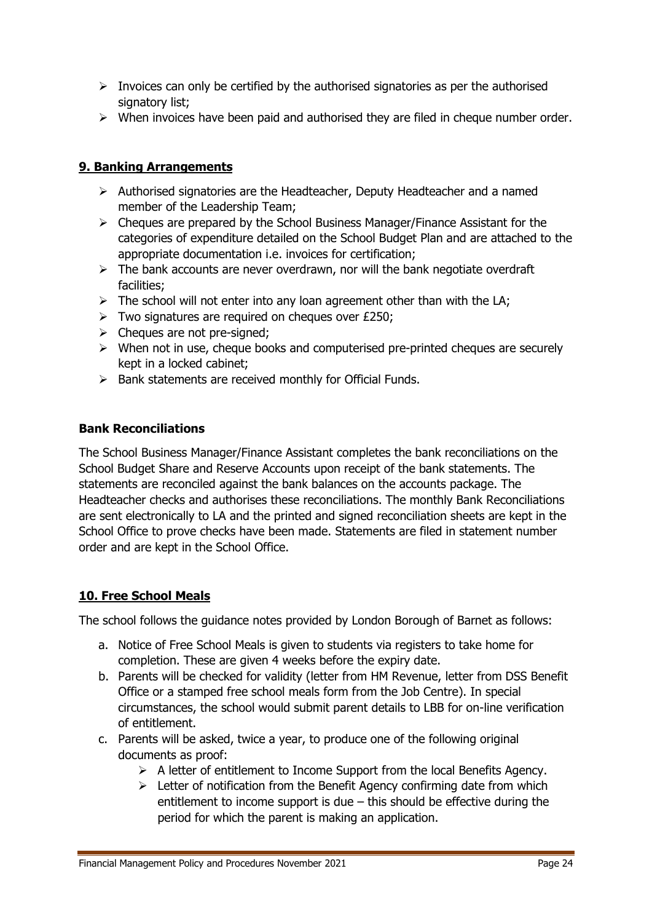- Invoices can only be certified by the authorised signatories as per the authorised signatory list;
- When invoices have been paid and authorised they are filed in cheque number order.

## 9. Banking Arrangements

- Authorised signatories are the Headteacher, Deputy Headteacher and a named member of the Leadership Team;
- Cheques are prepared by the School Business Manager/Finance Assistant for the categories of expenditure detailed on the School Budget Plan and are attached to the appropriate documentation i.e. invoices for certification;
- The bank accounts are never overdrawn, nor will the bank negotiate overdraft facilities;
- The school will not enter into any loan agreement other than with the LA;
- Two signatures are required on cheques over £250;
- Cheques are not pre-signed;
- When not in use, cheque books and computerised pre-printed cheques are securely kept in a locked cabinet;
- Bank statements are received monthly for Official Funds.

### Bank Reconciliations

The School Business Manager/Finance Assistant completes the bank reconciliations on the School Budget Share and Reserve Accounts upon receipt of the bank statements. The statements are reconciled against the bank balances on the accounts package. The Headteacher checks and authorises these reconciliations. The monthly Bank Reconciliations are sent electronically to LA and the printed and signed reconciliation sheets are kept in the School Office to prove checks have been made. Statements are filed in statement number order and are kept in the School Office.

## 10. Free School Meals

The school follows the guidance notes provided by London Borough of Barnet as follows:

a. Notice of Free School Meals is given to students via registers to take home for completion. These are given 4 weeks before the expiry date.
b. Parents will be checked for validity (letter from HM Revenue, letter from DSS Benefit Office or a stamped free school meals form from the Job Centre). In special circumstances, the school would submit parent details to LBB for on-line verification of entitlement.
c. Parents will be asked, twice a year, to produce one of the following original documents as proof:
    - A letter of entitlement to Income Support from the local Benefits Agency.
    - Letter of notification from the Benefit Agency confirming date from which entitlement to income support is due – this should be effective during the period for which the parent is making an application.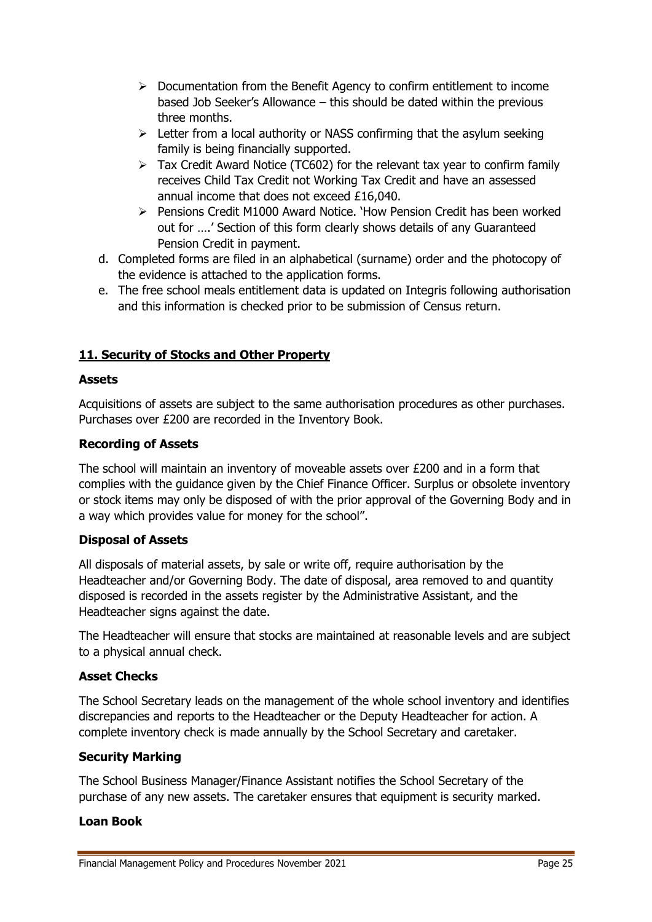- Documentation from the Benefit Agency to confirm entitlement to income based Job Seeker's Allowance – this should be dated within the previous three months.
- Letter from a local authority or NASS confirming that the asylum seeking family is being financially supported.
- Tax Credit Award Notice (TC602) for the relevant tax year to confirm family receives Child Tax Credit not Working Tax Credit and have an assessed annual income that does not exceed £16,040.
- Pensions Credit M1000 Award Notice. 'How Pension Credit has been worked out for ….' Section of this form clearly shows details of any Guaranteed Pension Credit in payment.

d. Completed forms are filed in an alphabetical (surname) order and the photocopy of the evidence is attached to the application forms.

e. The free school meals entitlement data is updated on Integris following authorisation and this information is checked prior to be submission of Census return.

## 11. Security of Stocks and Other Property

### Assets

Acquisitions of assets are subject to the same authorisation procedures as other purchases. Purchases over £200 are recorded in the Inventory Book.

### Recording of Assets

The school will maintain an inventory of moveable assets over £200 and in a form that complies with the guidance given by the Chief Finance Officer. Surplus or obsolete inventory or stock items may only be disposed of with the prior approval of the Governing Body and in a way which provides value for money for the school".

### Disposal of Assets

All disposals of material assets, by sale or write off, require authorisation by the Headteacher and/or Governing Body. The date of disposal, area removed to and quantity disposed is recorded in the assets register by the Administrative Assistant, and the Headteacher signs against the date.

The Headteacher will ensure that stocks are maintained at reasonable levels and are subject to a physical annual check.

### Asset Checks

The School Secretary leads on the management of the whole school inventory and identifies discrepancies and reports to the Headteacher or the Deputy Headteacher for action. A complete inventory check is made annually by the School Secretary and caretaker.

### Security Marking

The School Business Manager/Finance Assistant notifies the School Secretary of the purchase of any new assets. The caretaker ensures that equipment is security marked.

### Loan Book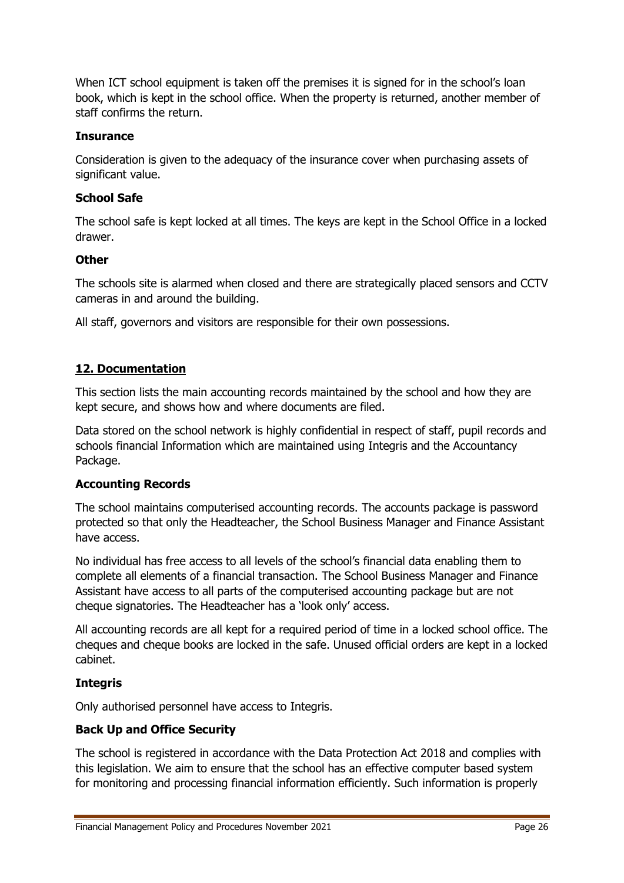When ICT school equipment is taken off the premises it is signed for in the school's loan book, which is kept in the school office. When the property is returned, another member of staff confirms the return.

### Insurance

Consideration is given to the adequacy of the insurance cover when purchasing assets of significant value.

### School Safe

The school safe is kept locked at all times. The keys are kept in the School Office in a locked drawer.

### Other

The schools site is alarmed when closed and there are strategically placed sensors and CCTV cameras in and around the building.

All staff, governors and visitors are responsible for their own possessions.

## 12. Documentation

This section lists the main accounting records maintained by the school and how they are kept secure, and shows how and where documents are filed.

Data stored on the school network is highly confidential in respect of staff, pupil records and schools financial Information which are maintained using Integris and the Accountancy Package.

### Accounting Records

The school maintains computerised accounting records. The accounts package is password protected so that only the Headteacher, the School Business Manager and Finance Assistant have access.

No individual has free access to all levels of the school's financial data enabling them to complete all elements of a financial transaction. The School Business Manager and Finance Assistant have access to all parts of the computerised accounting package but are not cheque signatories. The Headteacher has a 'look only' access.

All accounting records are all kept for a required period of time in a locked school office. The cheques and cheque books are locked in the safe. Unused official orders are kept in a locked cabinet.

### Integris

Only authorised personnel have access to Integris.

### Back Up and Office Security

The school is registered in accordance with the Data Protection Act 2018 and complies with this legislation. We aim to ensure that the school has an effective computer based system for monitoring and processing financial information efficiently. Such information is properly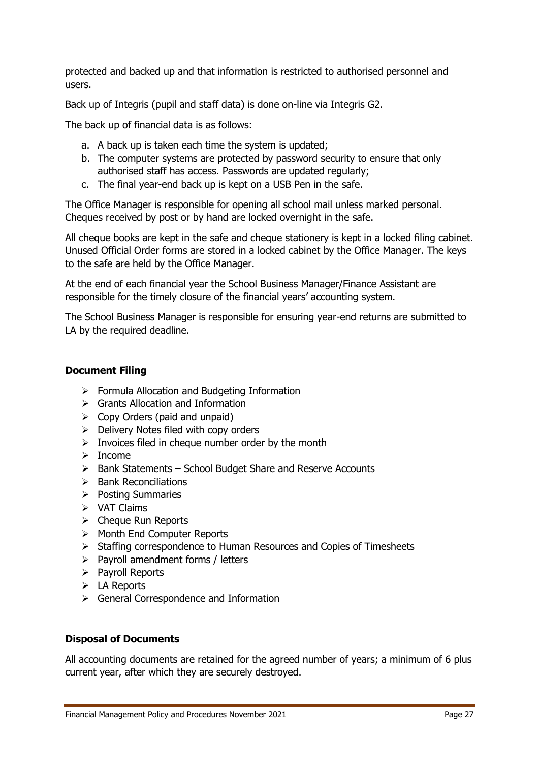protected and backed up and that information is restricted to authorised personnel and users.

Back up of Integris (pupil and staff data) is done on-line via Integris G2.

The back up of financial data is as follows:

a. A back up is taken each time the system is updated;
b. The computer systems are protected by password security to ensure that only authorised staff has access. Passwords are updated regularly;
c. The final year-end back up is kept on a USB Pen in the safe.

The Office Manager is responsible for opening all school mail unless marked personal. Cheques received by post or by hand are locked overnight in the safe.

All cheque books are kept in the safe and cheque stationery is kept in a locked filing cabinet. Unused Official Order forms are stored in a locked cabinet by the Office Manager. The keys to the safe are held by the Office Manager.

At the end of each financial year the School Business Manager/Finance Assistant are responsible for the timely closure of the financial years' accounting system.

The School Business Manager is responsible for ensuring year-end returns are submitted to LA by the required deadline.

**Document Filing**

- Formula Allocation and Budgeting Information
- Grants Allocation and Information
- Copy Orders (paid and unpaid)
- Delivery Notes filed with copy orders
- Invoices filed in cheque number order by the month
- Income
- Bank Statements – School Budget Share and Reserve Accounts
- Bank Reconciliations
- Posting Summaries
- VAT Claims
- Cheque Run Reports
- Month End Computer Reports
- Staffing correspondence to Human Resources and Copies of Timesheets
- Payroll amendment forms / letters
- Payroll Reports
- LA Reports
- General Correspondence and Information

**Disposal of Documents**

All accounting documents are retained for the agreed number of years; a minimum of 6 plus current year, after which they are securely destroyed.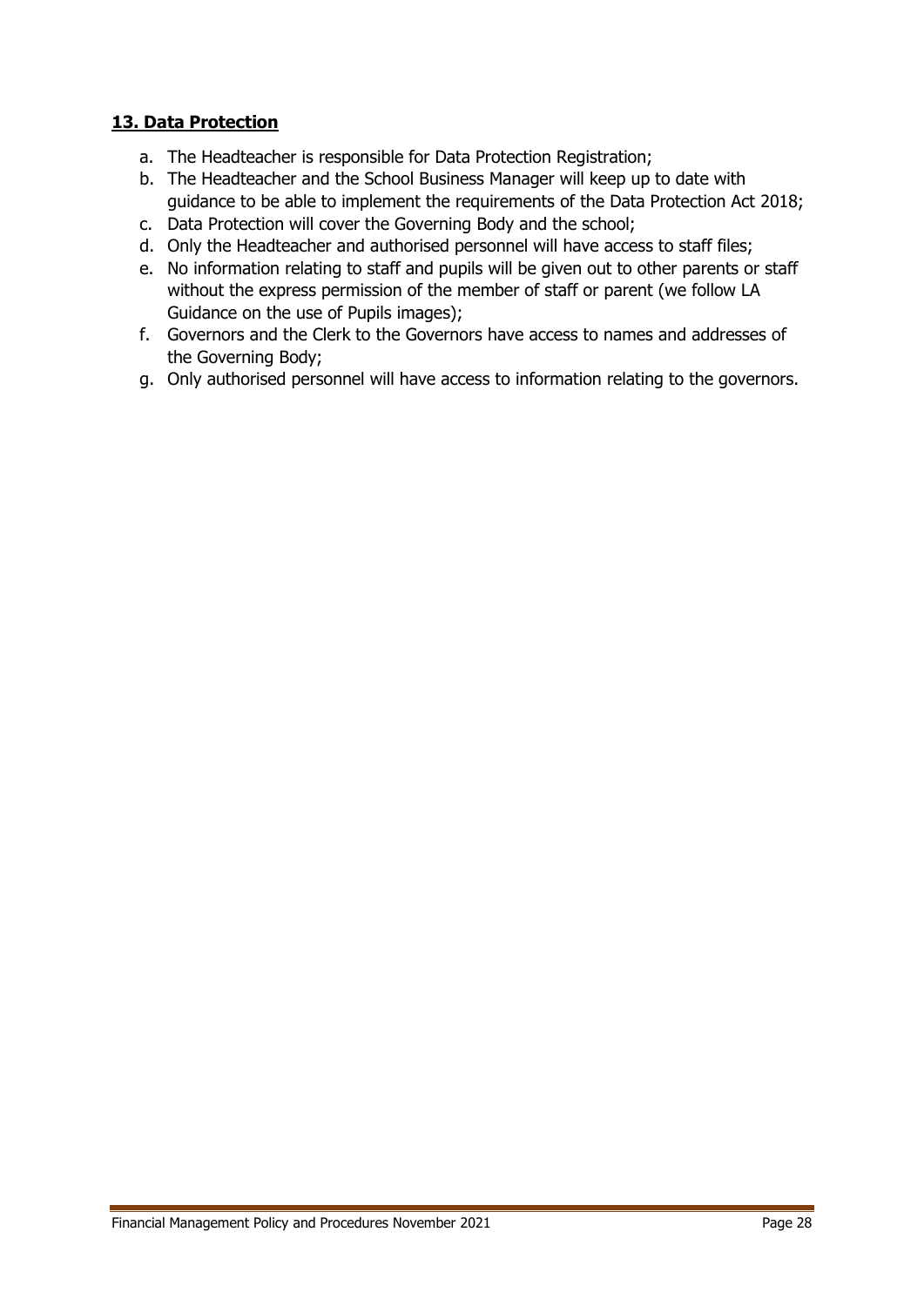## **13. Data Protection**

a. The Headteacher is responsible for Data Protection Registration;
b. The Headteacher and the School Business Manager will keep up to date with guidance to be able to implement the requirements of the Data Protection Act 2018;
c. Data Protection will cover the Governing Body and the school;
d. Only the Headteacher and authorised personnel will have access to staff files;
e. No information relating to staff and pupils will be given out to other parents or staff without the express permission of the member of staff or parent (we follow LA Guidance on the use of Pupils images);
f. Governors and the Clerk to the Governors have access to names and addresses of the Governing Body;
g. Only authorised personnel will have access to information relating to the governors.